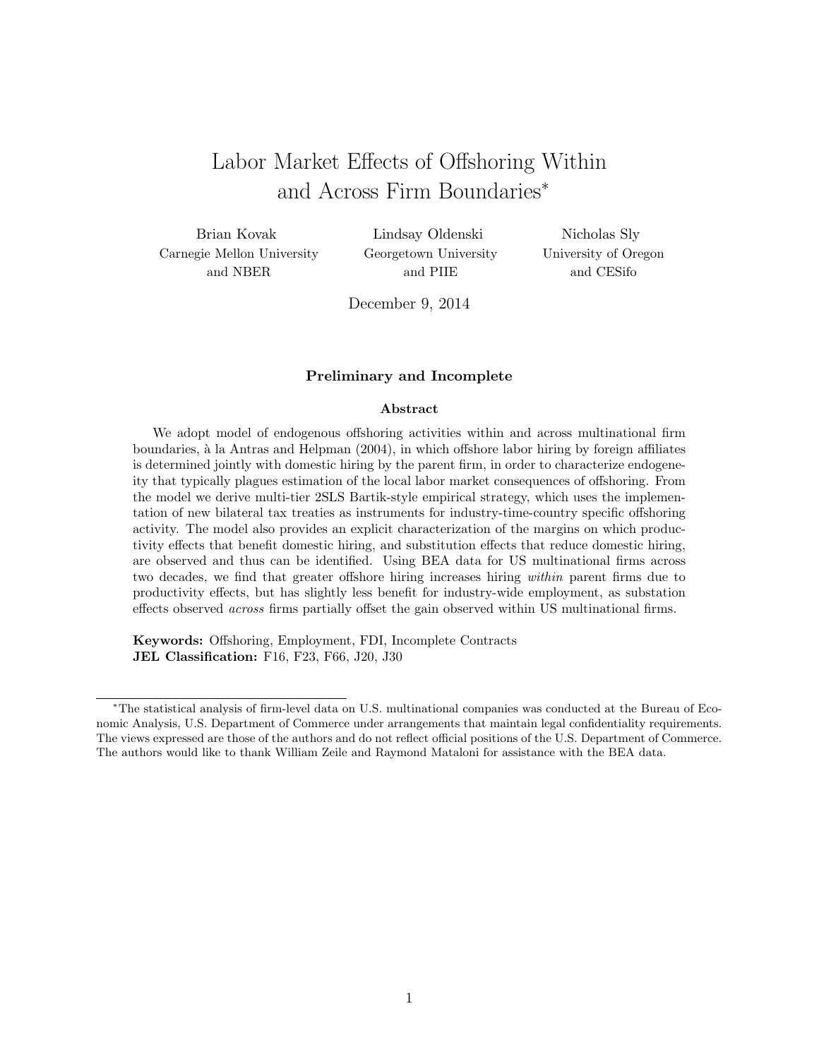# Labor Market Effects of Offshoring Within and Across Firm Boundaries*

Brian Kovak
Carnegie Mellon University
and NBER

Lindsay Oldenski
Georgetown University
and PIIE

Nicholas Sly
University of Oregon
and CESifo

December 9, 2014

**Preliminary and Incomplete**

**Abstract**

We adopt model of endogenous offshoring activities within and across multinational firm boundaries, à la Antras and Helpman (2004), in which offshore labor hiring by foreign affiliates is determined jointly with domestic hiring by the parent firm, in order to characterize endogeneity that typically plagues estimation of the local labor market consequences of offshoring. From the model we derive multi-tier 2SLS Bartik-style empirical strategy, which uses the implementation of new bilateral tax treaties as instruments for industry-time-country specific offshoring activity. The model also provides an explicit characterization of the margins on which productivity effects that benefit domestic hiring, and substitution effects that reduce domestic hiring, are observed and thus can be identified. Using BEA data for US multinational firms across two decades, we find that greater offshore hiring increases hiring *within* parent firms due to productivity effects, but has slightly less benefit for industry-wide employment, as substation effects observed *across* firms partially offset the gain observed within US multinational firms.

**Keywords:** Offshoring, Employment, FDI, Incomplete Contracts
**JEL Classification:** F16, F23, F66, J20, J30

*The statistical analysis of firm-level data on U.S. multinational companies was conducted at the Bureau of Economic Analysis, U.S. Department of Commerce under arrangements that maintain legal confidentiality requirements. The views expressed are those of the authors and do not reflect official positions of the U.S. Department of Commerce. The authors would like to thank William Zeile and Raymond Mataloni for assistance with the BEA data.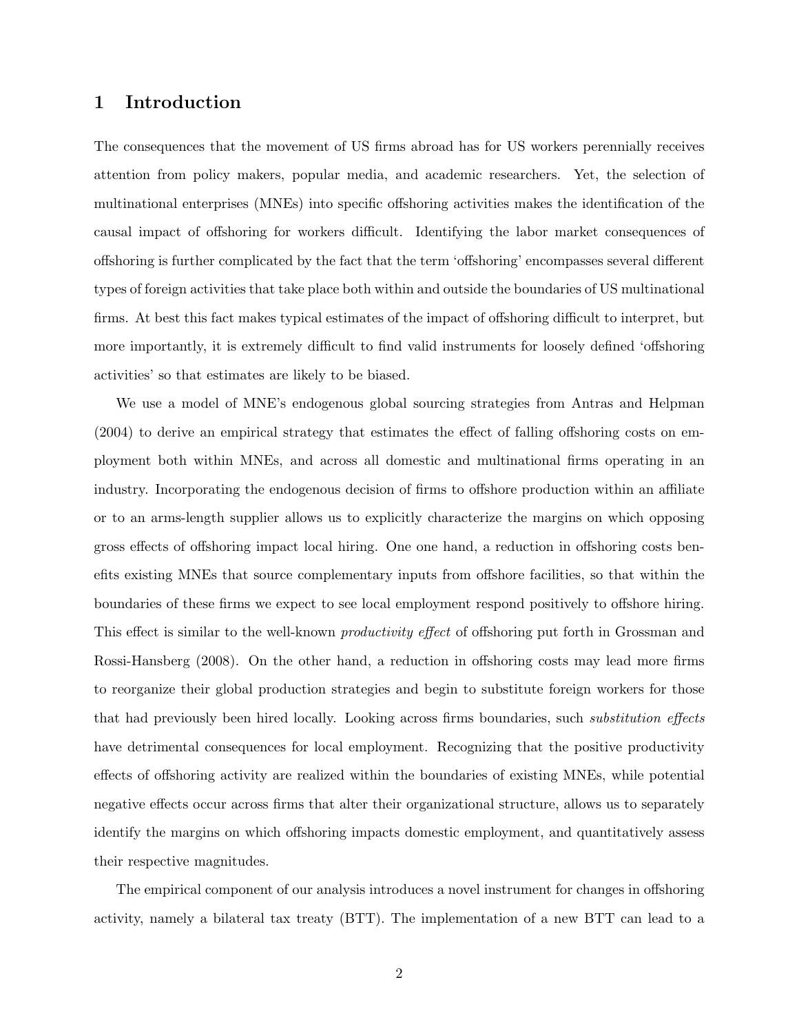## 1 Introduction

The consequences that the movement of US firms abroad has for US workers perennially receives attention from policy makers, popular media, and academic researchers. Yet, the selection of multinational enterprises (MNEs) into specific offshoring activities makes the identification of the causal impact of offshoring for workers difficult. Identifying the labor market consequences of offshoring is further complicated by the fact that the term 'offshoring' encompasses several different types of foreign activities that take place both within and outside the boundaries of US multinational firms. At best this fact makes typical estimates of the impact of offshoring difficult to interpret, but more importantly, it is extremely difficult to find valid instruments for loosely defined 'offshoring activities' so that estimates are likely to be biased.

We use a model of MNE's endogenous global sourcing strategies from Antras and Helpman (2004) to derive an empirical strategy that estimates the effect of falling offshoring costs on employment both within MNEs, and across all domestic and multinational firms operating in an industry. Incorporating the endogenous decision of firms to offshore production within an affiliate or to an arms-length supplier allows us to explicitly characterize the margins on which opposing gross effects of offshoring impact local hiring. One one hand, a reduction in offshoring costs benefits existing MNEs that source complementary inputs from offshore facilities, so that within the boundaries of these firms we expect to see local employment respond positively to offshore hiring. This effect is similar to the well-known *productivity effect* of offshoring put forth in Grossman and Rossi-Hansberg (2008). On the other hand, a reduction in offshoring costs may lead more firms to reorganize their global production strategies and begin to substitute foreign workers for those that had previously been hired locally. Looking across firms boundaries, such *substitution effects* have detrimental consequences for local employment. Recognizing that the positive productivity effects of offshoring activity are realized within the boundaries of existing MNEs, while potential negative effects occur across firms that alter their organizational structure, allows us to separately identify the margins on which offshoring impacts domestic employment, and quantitatively assess their respective magnitudes.

The empirical component of our analysis introduces a novel instrument for changes in offshoring activity, namely a bilateral tax treaty (BTT). The implementation of a new BTT can lead to a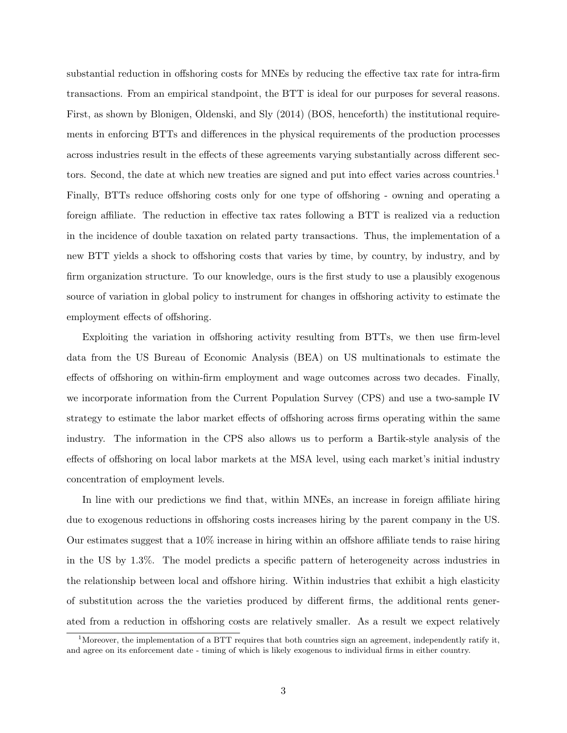substantial reduction in offshoring costs for MNEs by reducing the effective tax rate for intra-firm transactions. From an empirical standpoint, the BTT is ideal for our purposes for several reasons. First, as shown by Blonigen, Oldenski, and Sly (2014) (BOS, henceforth) the institutional requirements in enforcing BTTs and differences in the physical requirements of the production processes across industries result in the effects of these agreements varying substantially across different sectors. Second, the date at which new treaties are signed and put into effect varies across countries.[1] Finally, BTTs reduce offshoring costs only for one type of offshoring - owning and operating a foreign affiliate. The reduction in effective tax rates following a BTT is realized via a reduction in the incidence of double taxation on related party transactions. Thus, the implementation of a new BTT yields a shock to offshoring costs that varies by time, by country, by industry, and by firm organization structure. To our knowledge, ours is the first study to use a plausibly exogenous source of variation in global policy to instrument for changes in offshoring activity to estimate the employment effects of offshoring.

Exploiting the variation in offshoring activity resulting from BTTs, we then use firm-level data from the US Bureau of Economic Analysis (BEA) on US multinationals to estimate the effects of offshoring on within-firm employment and wage outcomes across two decades. Finally, we incorporate information from the Current Population Survey (CPS) and use a two-sample IV strategy to estimate the labor market effects of offshoring across firms operating within the same industry. The information in the CPS also allows us to perform a Bartik-style analysis of the effects of offshoring on local labor markets at the MSA level, using each market's initial industry concentration of employment levels.

In line with our predictions we find that, within MNEs, an increase in foreign affiliate hiring due to exogenous reductions in offshoring costs increases hiring by the parent company in the US. Our estimates suggest that a 10% increase in hiring within an offshore affiliate tends to raise hiring in the US by 1.3%. The model predicts a specific pattern of heterogeneity across industries in the relationship between local and offshore hiring. Within industries that exhibit a high elasticity of substitution across the the varieties produced by different firms, the additional rents generated from a reduction in offshoring costs are relatively smaller. As a result we expect relatively

[1] Moreover, the implementation of a BTT requires that both countries sign an agreement, independently ratify it, and agree on its enforcement date - timing of which is likely exogenous to individual firms in either country.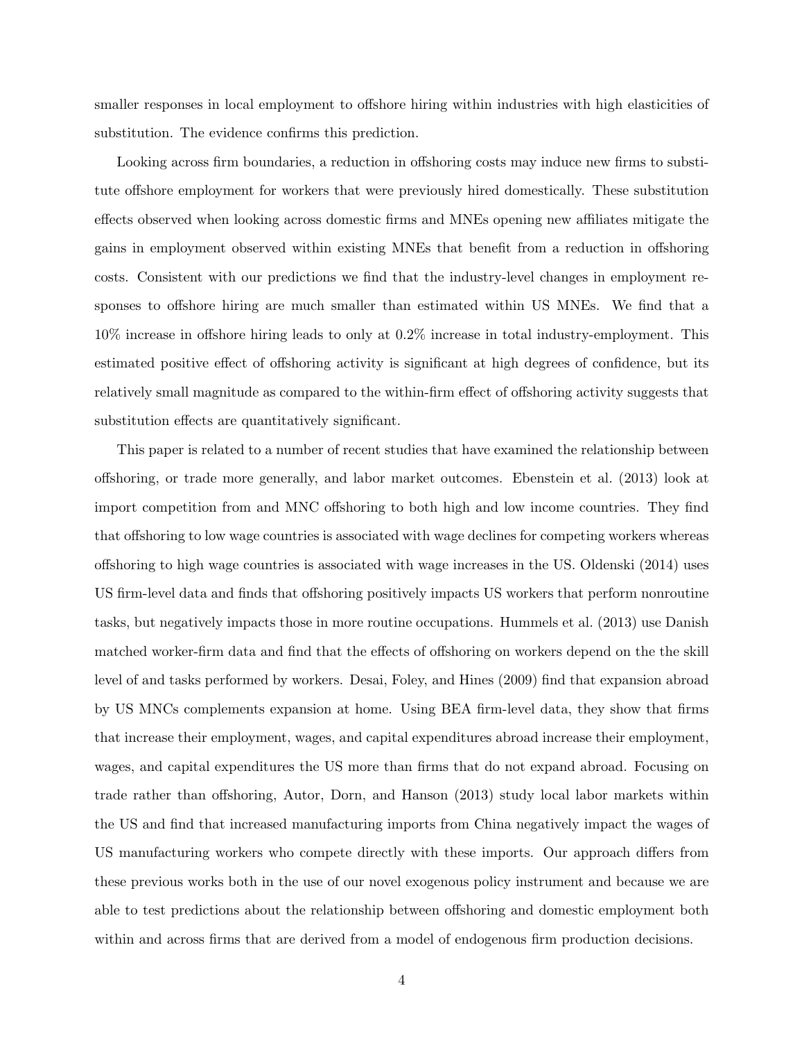smaller responses in local employment to offshore hiring within industries with high elasticities of substitution. The evidence confirms this prediction.

Looking across firm boundaries, a reduction in offshoring costs may induce new firms to substitute offshore employment for workers that were previously hired domestically. These substitution effects observed when looking across domestic firms and MNEs opening new affiliates mitigate the gains in employment observed within existing MNEs that benefit from a reduction in offshoring costs. Consistent with our predictions we find that the industry-level changes in employment responses to offshore hiring are much smaller than estimated within US MNEs. We find that a 10% increase in offshore hiring leads to only at 0.2% increase in total industry-employment. This estimated positive effect of offshoring activity is significant at high degrees of confidence, but its relatively small magnitude as compared to the within-firm effect of offshoring activity suggests that substitution effects are quantitatively significant.

This paper is related to a number of recent studies that have examined the relationship between offshoring, or trade more generally, and labor market outcomes. Ebenstein et al. (2013) look at import competition from and MNC offshoring to both high and low income countries. They find that offshoring to low wage countries is associated with wage declines for competing workers whereas offshoring to high wage countries is associated with wage increases in the US. Oldenski (2014) uses US firm-level data and finds that offshoring positively impacts US workers that perform nonroutine tasks, but negatively impacts those in more routine occupations. Hummels et al. (2013) use Danish matched worker-firm data and find that the effects of offshoring on workers depend on the the skill level of and tasks performed by workers. Desai, Foley, and Hines (2009) find that expansion abroad by US MNCs complements expansion at home. Using BEA firm-level data, they show that firms that increase their employment, wages, and capital expenditures abroad increase their employment, wages, and capital expenditures the US more than firms that do not expand abroad. Focusing on trade rather than offshoring, Autor, Dorn, and Hanson (2013) study local labor markets within the US and find that increased manufacturing imports from China negatively impact the wages of US manufacturing workers who compete directly with these imports. Our approach differs from these previous works both in the use of our novel exogenous policy instrument and because we are able to test predictions about the relationship between offshoring and domestic employment both within and across firms that are derived from a model of endogenous firm production decisions.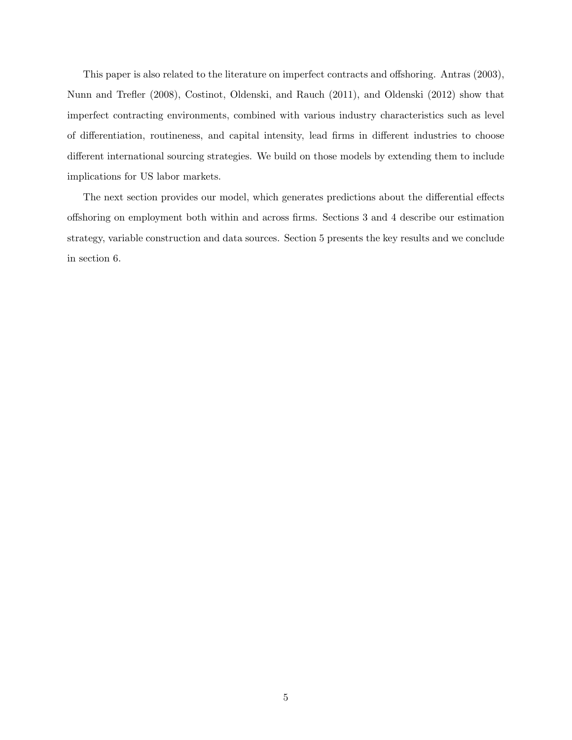This paper is also related to the literature on imperfect contracts and offshoring. Antras (2003), Nunn and Trefler (2008), Costinot, Oldenski, and Rauch (2011), and Oldenski (2012) show that imperfect contracting environments, combined with various industry characteristics such as level of differentiation, routineness, and capital intensity, lead firms in different industries to choose different international sourcing strategies. We build on those models by extending them to include implications for US labor markets.

The next section provides our model, which generates predictions about the differential effects offshoring on employment both within and across firms. Sections 3 and 4 describe our estimation strategy, variable construction and data sources. Section 5 presents the key results and we conclude in section 6.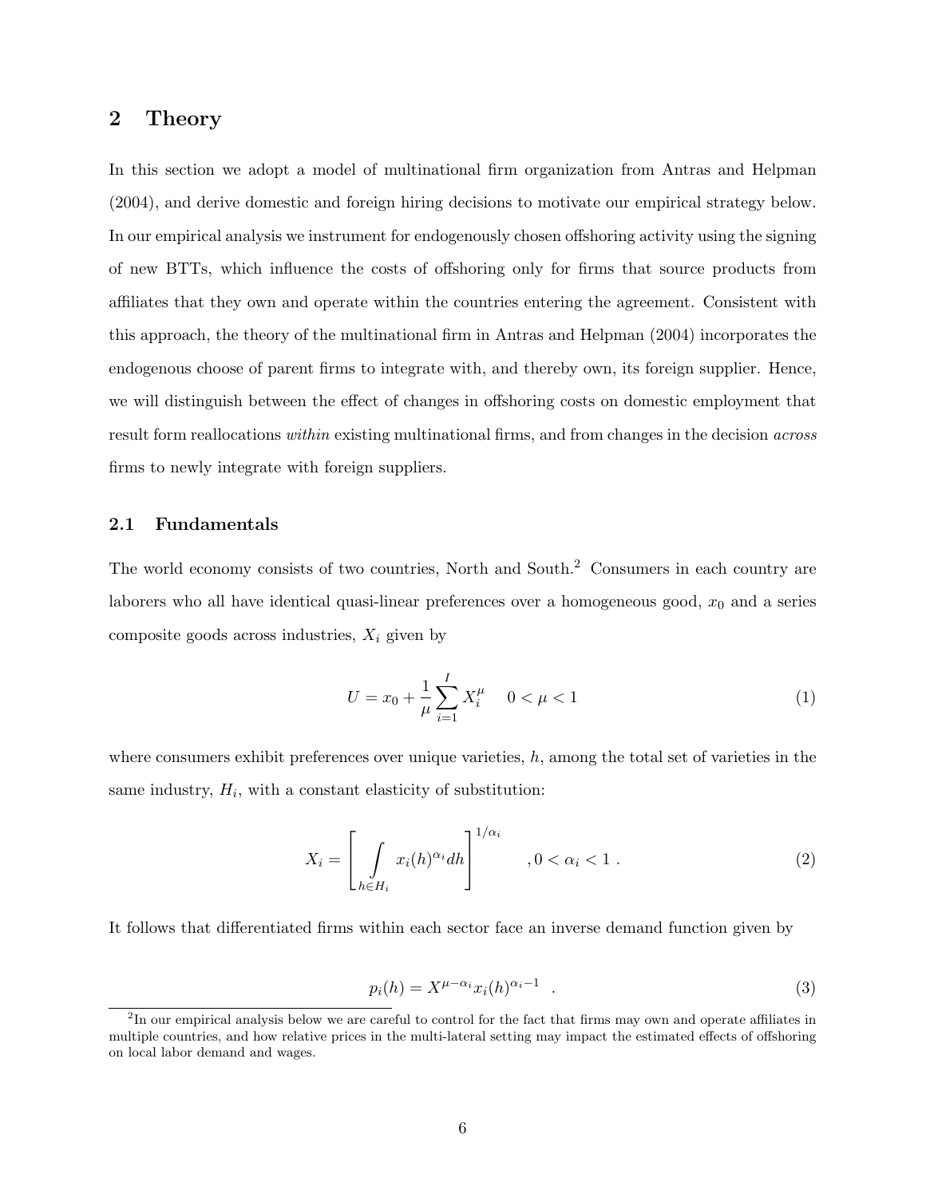## 2 Theory

In this section we adopt a model of multinational firm organization from Antras and Helpman (2004), and derive domestic and foreign hiring decisions to motivate our empirical strategy below. In our empirical analysis we instrument for endogenously chosen offshoring activity using the signing of new BTTs, which influence the costs of offshoring only for firms that source products from affiliates that they own and operate within the countries entering the agreement. Consistent with this approach, the theory of the multinational firm in Antras and Helpman (2004) incorporates the endogenous choose of parent firms to integrate with, and thereby own, its foreign supplier. Hence, we will distinguish between the effect of changes in offshoring costs on domestic employment that result form reallocations *within* existing multinational firms, and from changes in the decision *across* firms to newly integrate with foreign suppliers.

### 2.1 Fundamentals

The world economy consists of two countries, North and South.[2] Consumers in each country are laborers who all have identical quasi-linear preferences over a homogeneous good, $x_0$ and a series composite goods across industries, $X_i$ given by

$$U = x_0 + \frac{1}{\mu}\sum_{i=1}^{I} X_i^{\mu} \quad 0 < \mu < 1 \tag{1}$$

where consumers exhibit preferences over unique varieties, $h$, among the total set of varieties in the same industry, $H_i$, with a constant elasticity of substitution:

$$X_i = \left[\int_{h \in H_i} x_i(h)^{\alpha_i} dh\right]^{1/\alpha_i} \quad , 0 < \alpha_i < 1 \ . \tag{2}$$

It follows that differentiated firms within each sector face an inverse demand function given by

$$p_i(h) = X^{\mu-\alpha_i} x_i(h)^{\alpha_i - 1} \ . \tag{3}$$

[2] In our empirical analysis below we are careful to control for the fact that firms may own and operate affiliates in multiple countries, and how relative prices in the multi-lateral setting may impact the estimated effects of offshoring on local labor demand and wages.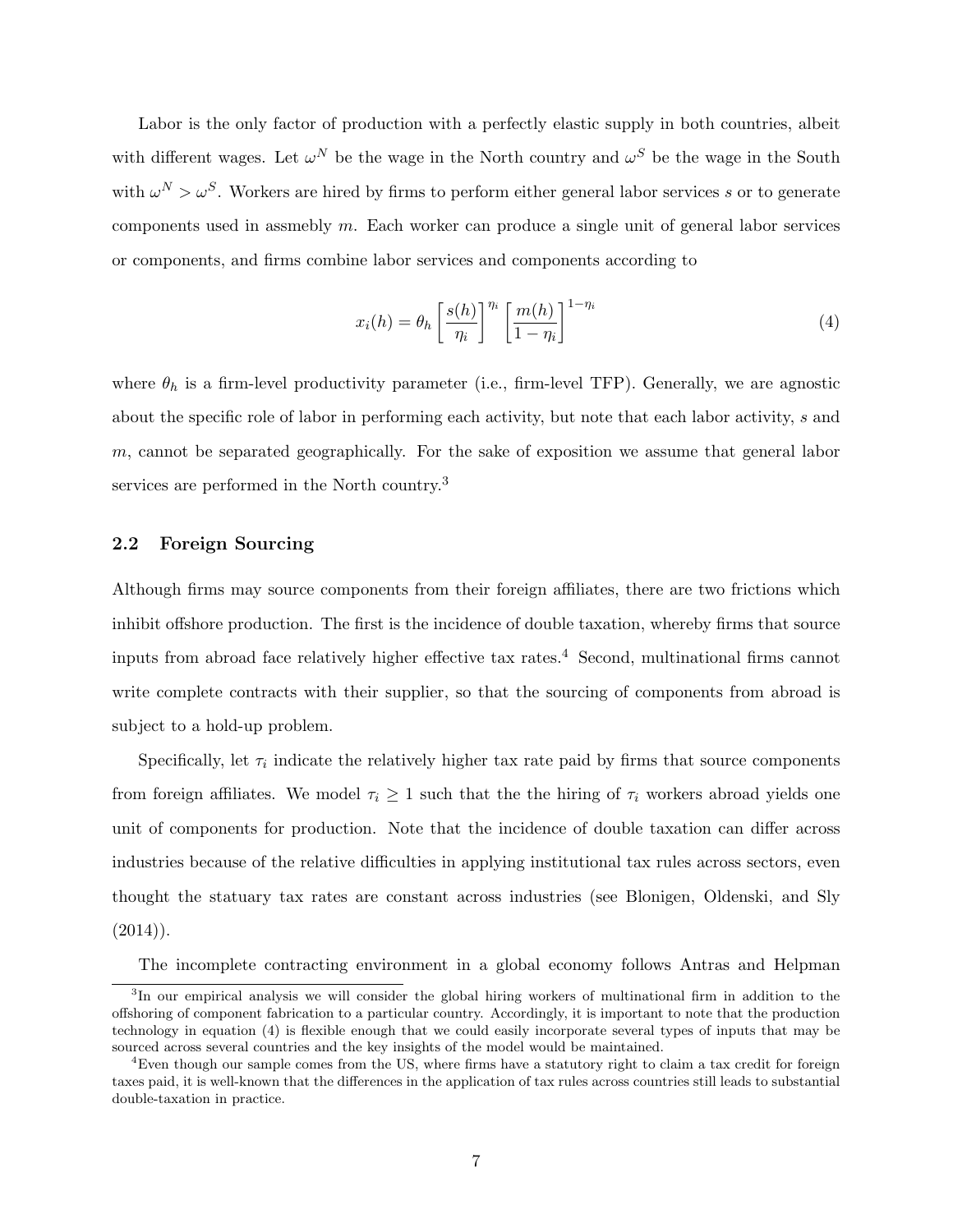Labor is the only factor of production with a perfectly elastic supply in both countries, albeit with different wages. Let $\omega^N$ be the wage in the North country and $\omega^S$ be the wage in the South with $\omega^N > \omega^S$. Workers are hired by firms to perform either general labor services $s$ or to generate components used in assmebly $m$. Each worker can produce a single unit of general labor services or components, and firms combine labor services and components according to

$$x_i(h) = \theta_h \left[\frac{s(h)}{\eta_i}\right]^{\eta_i} \left[\frac{m(h)}{1-\eta_i}\right]^{1-\eta_i} \tag{4}$$

where $\theta_h$ is a firm-level productivity parameter (i.e., firm-level TFP). Generally, we are agnostic about the specific role of labor in performing each activity, but note that each labor activity, $s$ and $m$, cannot be separated geographically. For the sake of exposition we assume that general labor services are performed in the North country.[3]

## 2.2 Foreign Sourcing

Although firms may source components from their foreign affiliates, there are two frictions which inhibit offshore production. The first is the incidence of double taxation, whereby firms that source inputs from abroad face relatively higher effective tax rates.[4] Second, multinational firms cannot write complete contracts with their supplier, so that the sourcing of components from abroad is subject to a hold-up problem.

Specifically, let $\tau_i$ indicate the relatively higher tax rate paid by firms that source components from foreign affiliates. We model $\tau_i \geq 1$ such that the the hiring of $\tau_i$ workers abroad yields one unit of components for production. Note that the incidence of double taxation can differ across industries because of the relative difficulties in applying institutional tax rules across sectors, even thought the statuary tax rates are constant across industries (see Blonigen, Oldenski, and Sly (2014)).

The incomplete contracting environment in a global economy follows Antras and Helpman

[3] In our empirical analysis we will consider the global hiring workers of multinational firm in addition to the offshoring of component fabrication to a particular country. Accordingly, it is important to note that the production technology in equation (4) is flexible enough that we could easily incorporate several types of inputs that may be sourced across several countries and the key insights of the model would be maintained.

[4] Even though our sample comes from the US, where firms have a statutory right to claim a tax credit for foreign taxes paid, it is well-known that the differences in the application of tax rules across countries still leads to substantial double-taxation in practice.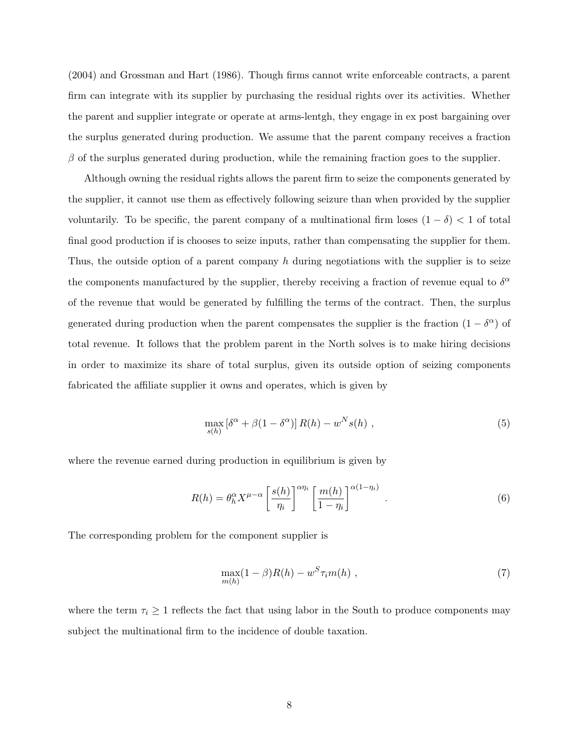(2004) and Grossman and Hart (1986). Though firms cannot write enforceable contracts, a parent firm can integrate with its supplier by purchasing the residual rights over its activities. Whether the parent and supplier integrate or operate at arms-lentgh, they engage in ex post bargaining over the surplus generated during production. We assume that the parent company receives a fraction $\beta$ of the surplus generated during production, while the remaining fraction goes to the supplier.

Although owning the residual rights allows the parent firm to seize the components generated by the supplier, it cannot use them as effectively following seizure than when provided by the supplier voluntarily. To be specific, the parent company of a multinational firm loses $(1 - \delta) < 1$ of total final good production if is chooses to seize inputs, rather than compensating the supplier for them. Thus, the outside option of a parent company $h$ during negotiations with the supplier is to seize the components manufactured by the supplier, thereby receiving a fraction of revenue equal to $\delta^\alpha$ of the revenue that would be generated by fulfilling the terms of the contract. Then, the surplus generated during production when the parent compensates the supplier is the fraction $(1 - \delta^\alpha)$ of total revenue. It follows that the problem parent in the North solves is to make hiring decisions in order to maximize its share of total surplus, given its outside option of seizing components fabricated the affiliate supplier it owns and operates, which is given by

$$\max_{s(h)} \left[\delta^\alpha + \beta(1 - \delta^\alpha)\right] R(h) - w^N s(h) \; , \tag{5}$$

where the revenue earned during production in equilibrium is given by

$$R(h) = \theta_h^\alpha X^{\mu-\alpha} \left[\frac{s(h)}{\eta_i}\right]^{\alpha\eta_i} \left[\frac{m(h)}{1-\eta_i}\right]^{\alpha(1-\eta_i)} \; . \tag{6}$$

The corresponding problem for the component supplier is

$$\max_{m(h)} (1 - \beta) R(h) - w^S \tau_i m(h) \; , \tag{7}$$

where the term $\tau_i \geq 1$ reflects the fact that using labor in the South to produce components may subject the multinational firm to the incidence of double taxation.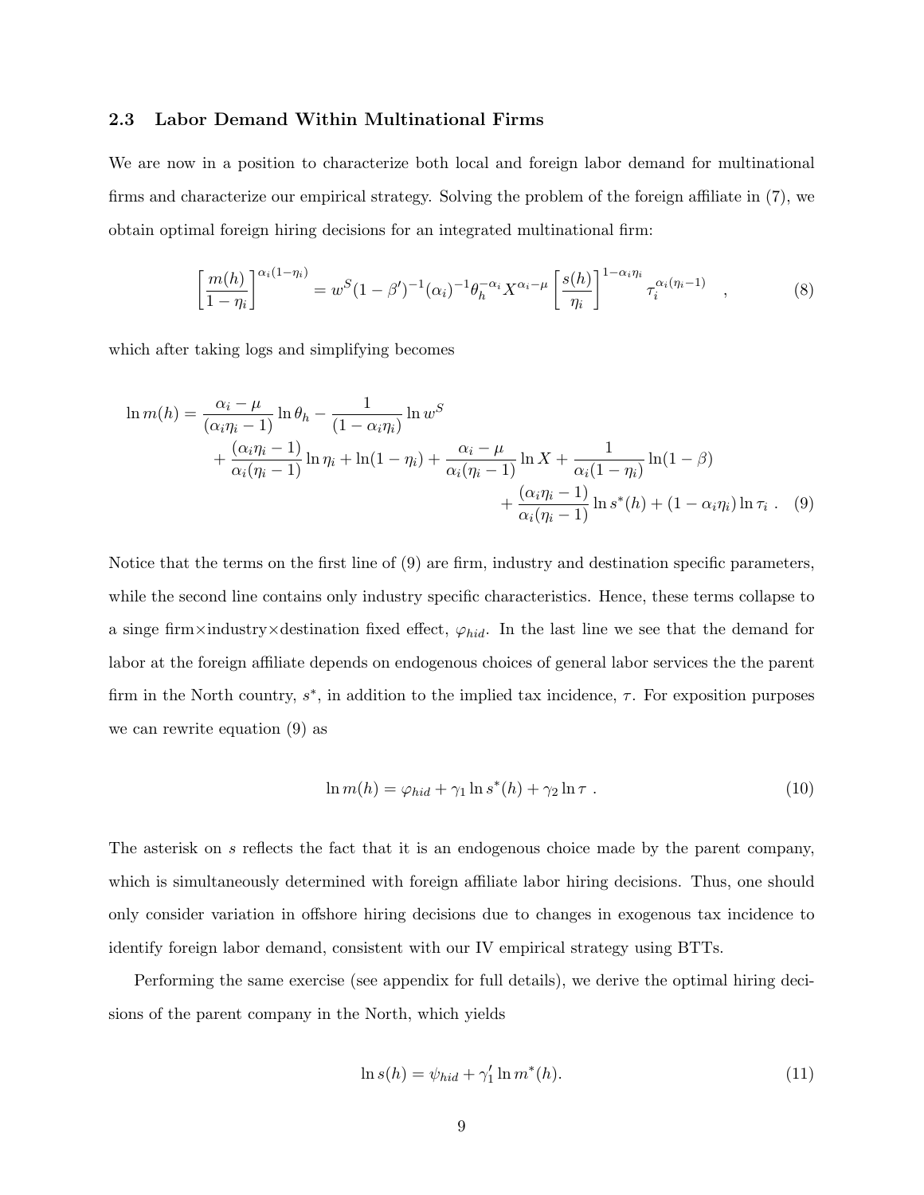### 2.3 Labor Demand Within Multinational Firms

We are now in a position to characterize both local and foreign labor demand for multinational firms and characterize our empirical strategy. Solving the problem of the foreign affiliate in (7), we obtain optimal foreign hiring decisions for an integrated multinational firm:

$$\left[\frac{m(h)}{1-\eta_i}\right]^{\alpha_i(1-\eta_i)} = w^S(1-\beta')^{-1}(\alpha_i)^{-1}\theta_h^{-\alpha_i}X^{\alpha_i-\mu}\left[\frac{s(h)}{\eta_i}\right]^{1-\alpha_i\eta_i}\tau_i^{\alpha_i(\eta_i-1)} \quad , \tag{8}$$

which after taking logs and simplifying becomes

$$\begin{aligned}\ln m(h) = &\frac{\alpha_i-\mu}{(\alpha_i\eta_i-1)}\ln\theta_h - \frac{1}{(1-\alpha_i\eta_i)}\ln w^S \\ &+\frac{(\alpha_i\eta_i-1)}{\alpha_i(\eta_i-1)}\ln\eta_i + \ln(1-\eta_i) + \frac{\alpha_i-\mu}{\alpha_i(\eta_i-1)}\ln X + \frac{1}{\alpha_i(1-\eta_i)}\ln(1-\beta) \\ &+\frac{(\alpha_i\eta_i-1)}{\alpha_i(\eta_i-1)}\ln s^*(h) + (1-\alpha_i\eta_i)\ln\tau_i \ . \end{aligned} \tag{9}$$

Notice that the terms on the first line of (9) are firm, industry and destination specific parameters, while the second line contains only industry specific characteristics. Hence, these terms collapse to a singe firm×industry×destination fixed effect, $\varphi_{hid}$. In the last line we see that the demand for labor at the foreign affiliate depends on endogenous choices of general labor services the the parent firm in the North country, $s^*$, in addition to the implied tax incidence, $\tau$. For exposition purposes we can rewrite equation (9) as

$$\ln m(h) = \varphi_{hid} + \gamma_1 \ln s^*(h) + \gamma_2 \ln \tau \ . \tag{10}$$

The asterisk on $s$ reflects the fact that it is an endogenous choice made by the parent company, which is simultaneously determined with foreign affiliate labor hiring decisions. Thus, one should only consider variation in offshore hiring decisions due to changes in exogenous tax incidence to identify foreign labor demand, consistent with our IV empirical strategy using BTTs.

Performing the same exercise (see appendix for full details), we derive the optimal hiring decisions of the parent company in the North, which yields

$$\ln s(h) = \psi_{hid} + \gamma_1' \ln m^*(h). \tag{11}$$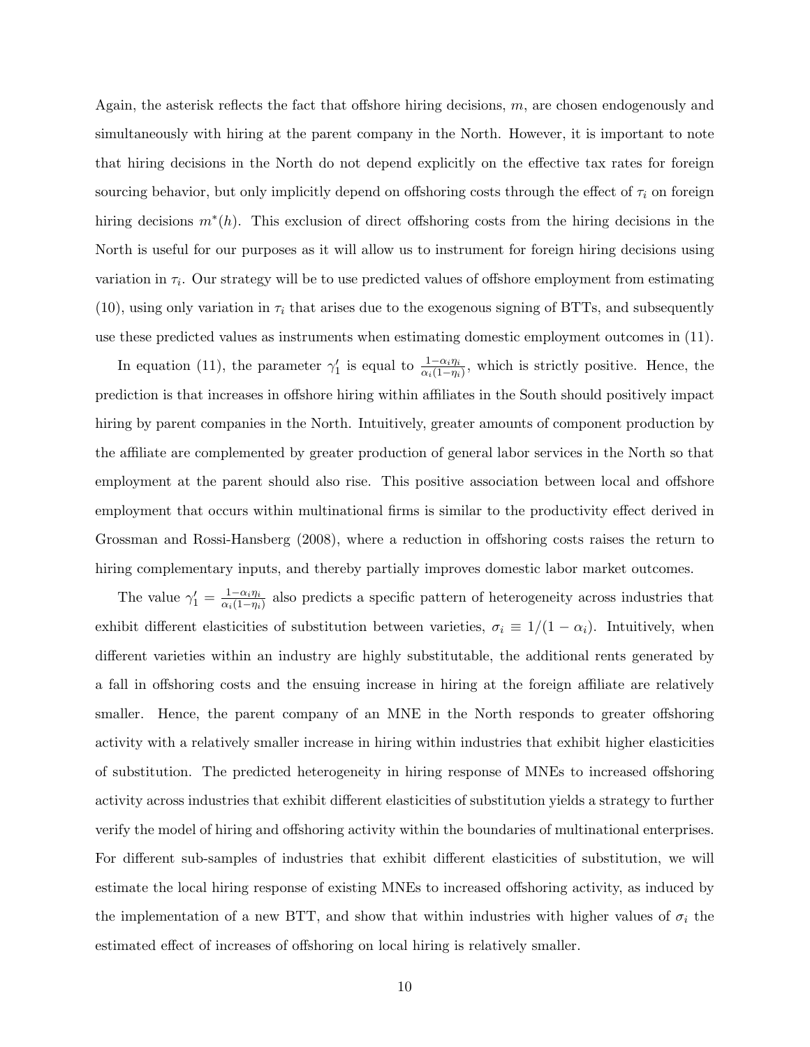Again, the asterisk reflects the fact that offshore hiring decisions, $m$, are chosen endogenously and simultaneously with hiring at the parent company in the North. However, it is important to note that hiring decisions in the North do not depend explicitly on the effective tax rates for foreign sourcing behavior, but only implicitly depend on offshoring costs through the effect of $\tau_i$ on foreign hiring decisions $m^*(h)$. This exclusion of direct offshoring costs from the hiring decisions in the North is useful for our purposes as it will allow us to instrument for foreign hiring decisions using variation in $\tau_i$. Our strategy will be to use predicted values of offshore employment from estimating (10), using only variation in $\tau_i$ that arises due to the exogenous signing of BTTs, and subsequently use these predicted values as instruments when estimating domestic employment outcomes in (11).

In equation (11), the parameter $\gamma_1'$ is equal to $\frac{1-\alpha_i\eta_i}{\alpha_i(1-\eta_i)}$, which is strictly positive. Hence, the prediction is that increases in offshore hiring within affiliates in the South should positively impact hiring by parent companies in the North. Intuitively, greater amounts of component production by the affiliate are complemented by greater production of general labor services in the North so that employment at the parent should also rise. This positive association between local and offshore employment that occurs within multinational firms is similar to the productivity effect derived in Grossman and Rossi-Hansberg (2008), where a reduction in offshoring costs raises the return to hiring complementary inputs, and thereby partially improves domestic labor market outcomes.

The value $\gamma_1' = \frac{1-\alpha_i\eta_i}{\alpha_i(1-\eta_i)}$ also predicts a specific pattern of heterogeneity across industries that exhibit different elasticities of substitution between varieties, $\sigma_i \equiv 1/(1-\alpha_i)$. Intuitively, when different varieties within an industry are highly substitutable, the additional rents generated by a fall in offshoring costs and the ensuing increase in hiring at the foreign affiliate are relatively smaller. Hence, the parent company of an MNE in the North responds to greater offshoring activity with a relatively smaller increase in hiring within industries that exhibit higher elasticities of substitution. The predicted heterogeneity in hiring response of MNEs to increased offshoring activity across industries that exhibit different elasticities of substitution yields a strategy to further verify the model of hiring and offshoring activity within the boundaries of multinational enterprises. For different sub-samples of industries that exhibit different elasticities of substitution, we will estimate the local hiring response of existing MNEs to increased offshoring activity, as induced by the implementation of a new BTT, and show that within industries with higher values of $\sigma_i$ the estimated effect of increases of offshoring on local hiring is relatively smaller.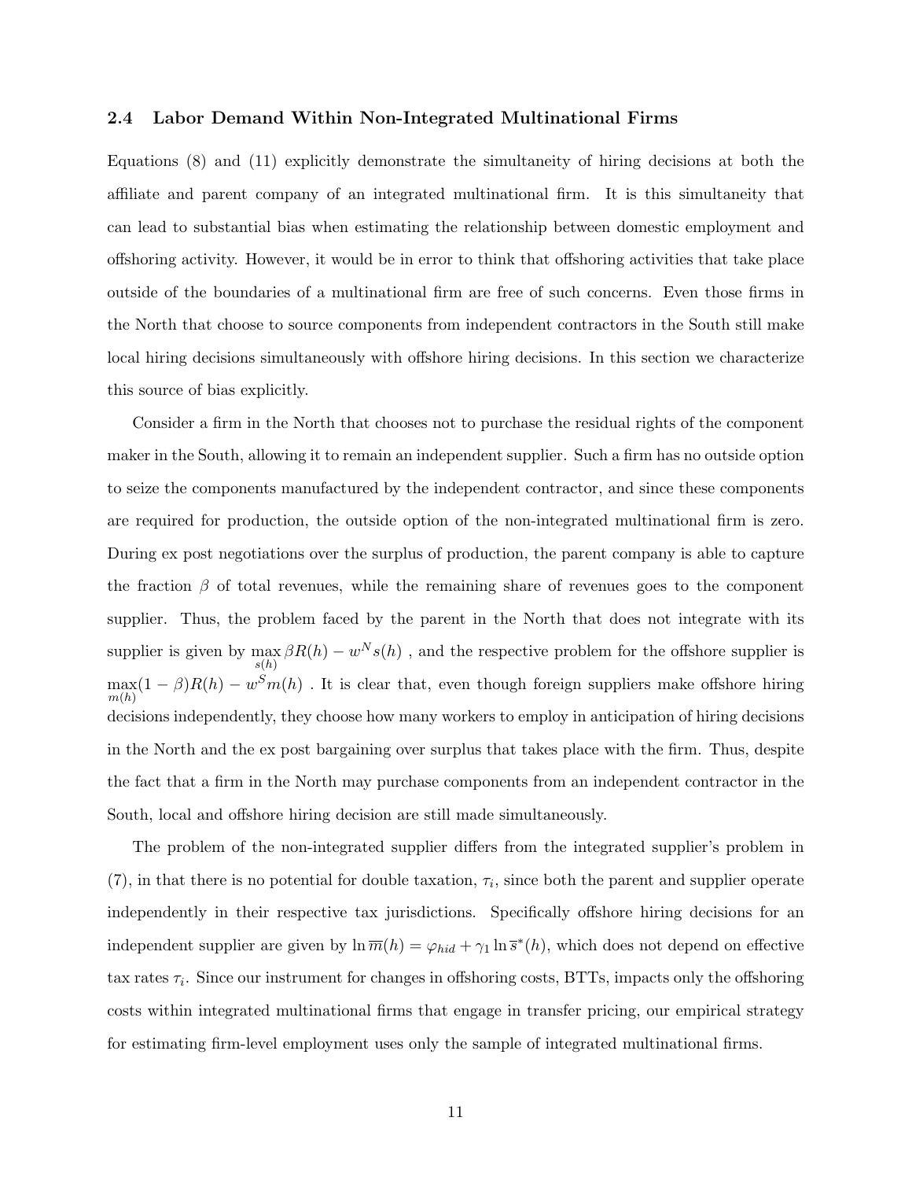### 2.4 Labor Demand Within Non-Integrated Multinational Firms

Equations (8) and (11) explicitly demonstrate the simultaneity of hiring decisions at both the affiliate and parent company of an integrated multinational firm. It is this simultaneity that can lead to substantial bias when estimating the relationship between domestic employment and offshoring activity. However, it would be in error to think that offshoring activities that take place outside of the boundaries of a multinational firm are free of such concerns. Even those firms in the North that choose to source components from independent contractors in the South still make local hiring decisions simultaneously with offshore hiring decisions. In this section we characterize this source of bias explicitly.

Consider a firm in the North that chooses not to purchase the residual rights of the component maker in the South, allowing it to remain an independent supplier. Such a firm has no outside option to seize the components manufactured by the independent contractor, and since these components are required for production, the outside option of the non-integrated multinational firm is zero. During ex post negotiations over the surplus of production, the parent company is able to capture the fraction $\beta$ of total revenues, while the remaining share of revenues goes to the component supplier. Thus, the problem faced by the parent in the North that does not integrate with its supplier is given by $\max_{s(h)} \beta R(h) - w^N s(h)$ , and the respective problem for the offshore supplier is $\max_{m(h)} (1-\beta) R(h) - w^S m(h)$ . It is clear that, even though foreign suppliers make offshore hiring decisions independently, they choose how many workers to employ in anticipation of hiring decisions in the North and the ex post bargaining over surplus that takes place with the firm. Thus, despite the fact that a firm in the North may purchase components from an independent contractor in the South, local and offshore hiring decision are still made simultaneously.

The problem of the non-integrated supplier differs from the integrated supplier's problem in (7), in that there is no potential for double taxation, $\tau_i$, since both the parent and supplier operate independently in their respective tax jurisdictions. Specifically offshore hiring decisions for an independent supplier are given by $\ln \overline{m}(h) = \varphi_{hid} + \gamma_1 \ln \overline{s}^*(h)$, which does not depend on effective tax rates $\tau_i$. Since our instrument for changes in offshoring costs, BTTs, impacts only the offshoring costs within integrated multinational firms that engage in transfer pricing, our empirical strategy for estimating firm-level employment uses only the sample of integrated multinational firms.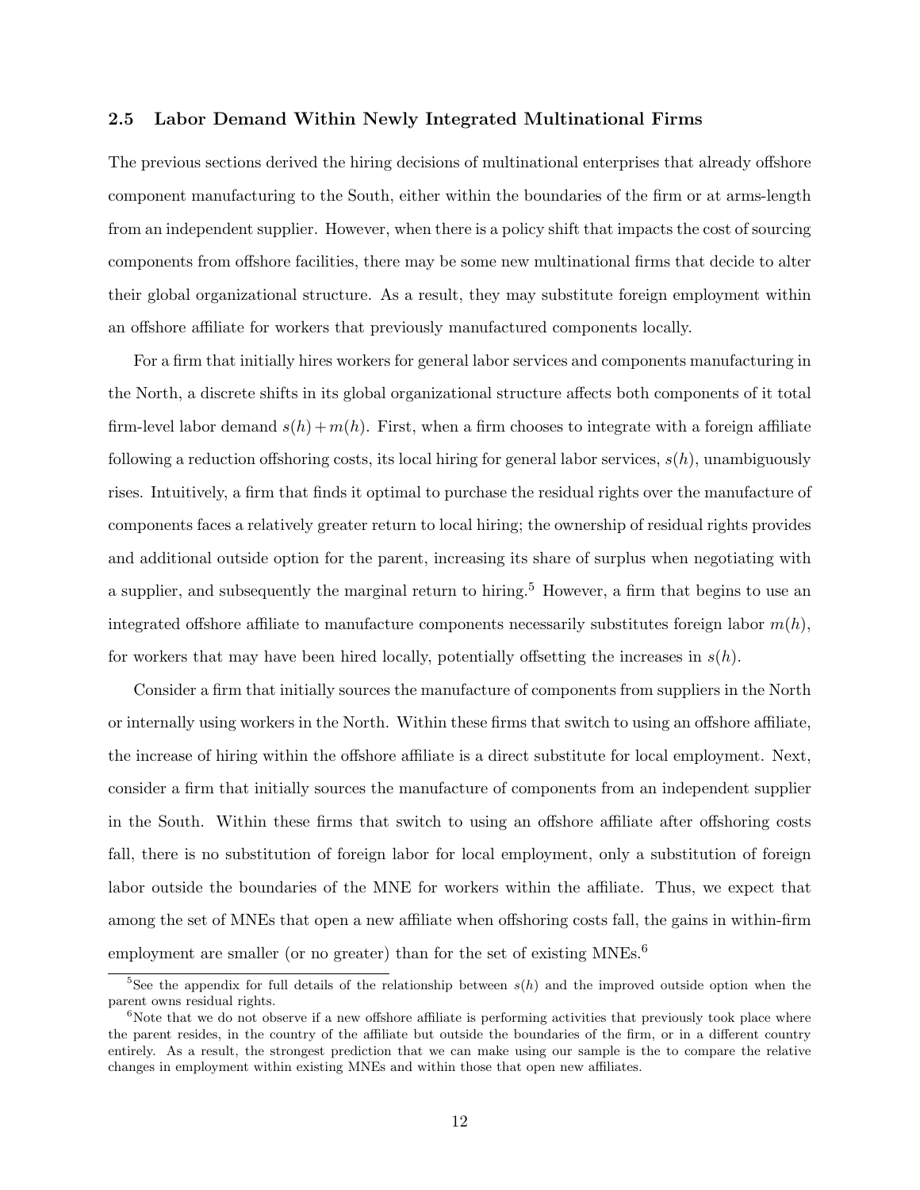### 2.5 Labor Demand Within Newly Integrated Multinational Firms

The previous sections derived the hiring decisions of multinational enterprises that already offshore component manufacturing to the South, either within the boundaries of the firm or at arms-length from an independent supplier. However, when there is a policy shift that impacts the cost of sourcing components from offshore facilities, there may be some new multinational firms that decide to alter their global organizational structure. As a result, they may substitute foreign employment within an offshore affiliate for workers that previously manufactured components locally.

For a firm that initially hires workers for general labor services and components manufacturing in the North, a discrete shifts in its global organizational structure affects both components of it total firm-level labor demand $s(h)+m(h)$. First, when a firm chooses to integrate with a foreign affiliate following a reduction offshoring costs, its local hiring for general labor services, $s(h)$, unambiguously rises. Intuitively, a firm that finds it optimal to purchase the residual rights over the manufacture of components faces a relatively greater return to local hiring; the ownership of residual rights provides and additional outside option for the parent, increasing its share of surplus when negotiating with a supplier, and subsequently the marginal return to hiring.[5] However, a firm that begins to use an integrated offshore affiliate to manufacture components necessarily substitutes foreign labor $m(h)$, for workers that may have been hired locally, potentially offsetting the increases in $s(h)$.

Consider a firm that initially sources the manufacture of components from suppliers in the North or internally using workers in the North. Within these firms that switch to using an offshore affiliate, the increase of hiring within the offshore affiliate is a direct substitute for local employment. Next, consider a firm that initially sources the manufacture of components from an independent supplier in the South. Within these firms that switch to using an offshore affiliate after offshoring costs fall, there is no substitution of foreign labor for local employment, only a substitution of foreign labor outside the boundaries of the MNE for workers within the affiliate. Thus, we expect that among the set of MNEs that open a new affiliate when offshoring costs fall, the gains in within-firm employment are smaller (or no greater) than for the set of existing MNEs.[6]

[5] See the appendix for full details of the relationship between $s(h)$ and the improved outside option when the parent owns residual rights.

[6] Note that we do not observe if a new offshore affiliate is performing activities that previously took place where the parent resides, in the country of the affiliate but outside the boundaries of the firm, or in a different country entirely. As a result, the strongest prediction that we can make using our sample is the to compare the relative changes in employment within existing MNEs and within those that open new affiliates.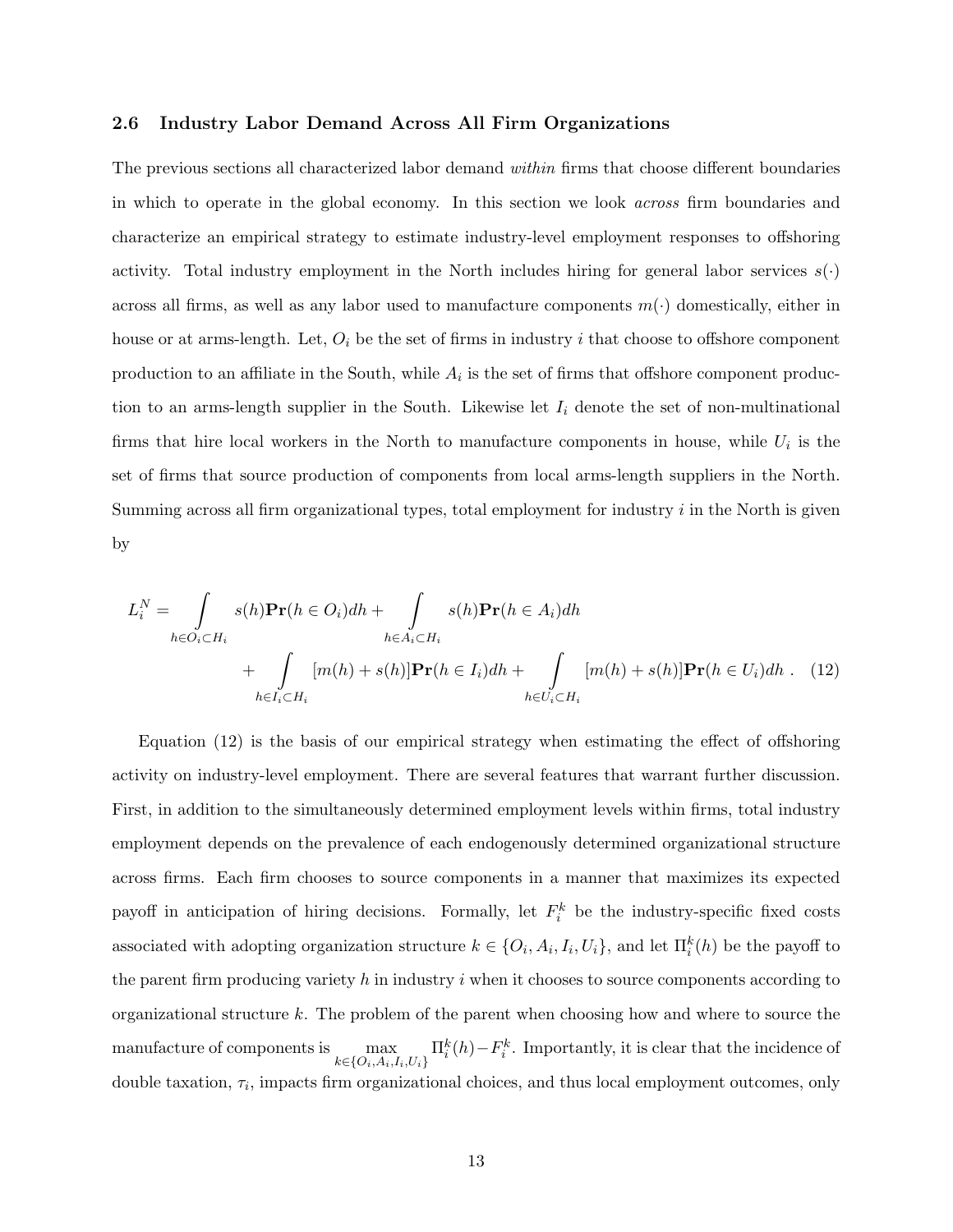### 2.6 Industry Labor Demand Across All Firm Organizations

The previous sections all characterized labor demand *within* firms that choose different boundaries in which to operate in the global economy. In this section we look *across* firm boundaries and characterize an empirical strategy to estimate industry-level employment responses to offshoring activity. Total industry employment in the North includes hiring for general labor services $s(\cdot)$ across all firms, as well as any labor used to manufacture components $m(\cdot)$ domestically, either in house or at arms-length. Let, $O_i$ be the set of firms in industry $i$ that choose to offshore component production to an affiliate in the South, while $A_i$ is the set of firms that offshore component production to an arms-length supplier in the South. Likewise let $I_i$ denote the set of non-multinational firms that hire local workers in the North to manufacture components in house, while $U_i$ is the set of firms that source production of components from local arms-length suppliers in the North. Summing across all firm organizational types, total employment for industry $i$ in the North is given by

$$
\begin{aligned}
L_i^N = & \int\limits_{h \in O_i \subset H_i} s(h)\mathbf{Pr}(h \in O_i)dh + \int\limits_{h \in A_i \subset H_i} s(h)\mathbf{Pr}(h \in A_i)dh \\
& + \int\limits_{h \in I_i \subset H_i} [m(h) + s(h)]\mathbf{Pr}(h \in I_i)dh + \int\limits_{h \in U_i \subset H_i} [m(h) + s(h)]\mathbf{Pr}(h \in U_i)dh \ . \quad (12)
\end{aligned}
$$

Equation (12) is the basis of our empirical strategy when estimating the effect of offshoring activity on industry-level employment. There are several features that warrant further discussion. First, in addition to the simultaneously determined employment levels within firms, total industry employment depends on the prevalence of each endogenously determined organizational structure across firms. Each firm chooses to source components in a manner that maximizes its expected payoff in anticipation of hiring decisions. Formally, let $F_i^k$ be the industry-specific fixed costs associated with adopting organization structure $k \in \{O_i, A_i, I_i, U_i\}$, and let $\Pi_i^k(h)$ be the payoff to the parent firm producing variety $h$ in industry $i$ when it chooses to source components according to organizational structure $k$. The problem of the parent when choosing how and where to source the manufacture of components is $\max\limits_{k \in \{O_i, A_i, I_i, U_i\}} \Pi_i^k(h) - F_i^k$. Importantly, it is clear that the incidence of double taxation, $\tau_i$, impacts firm organizational choices, and thus local employment outcomes, only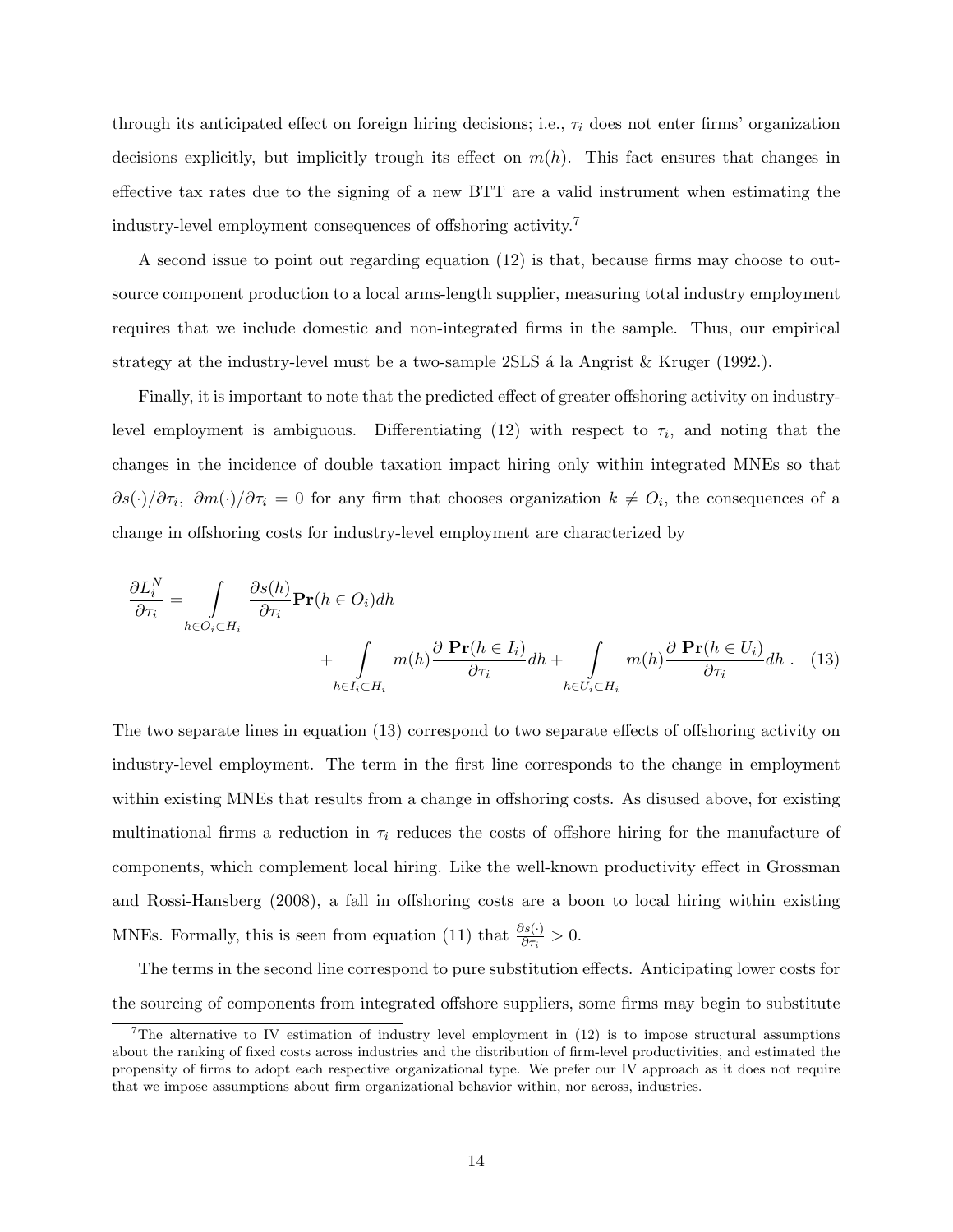through its anticipated effect on foreign hiring decisions; i.e., $\tau_i$ does not enter firms' organization decisions explicitly, but implicitly trough its effect on $m(h)$. This fact ensures that changes in effective tax rates due to the signing of a new BTT are a valid instrument when estimating the industry-level employment consequences of offshoring activity.[7]

A second issue to point out regarding equation (12) is that, because firms may choose to outsource component production to a local arms-length supplier, measuring total industry employment requires that we include domestic and non-integrated firms in the sample. Thus, our empirical strategy at the industry-level must be a two-sample 2SLS á la Angrist & Kruger (1992.).

Finally, it is important to note that the predicted effect of greater offshoring activity on industry-level employment is ambiguous. Differentiating (12) with respect to $\tau_i$, and noting that the changes in the incidence of double taxation impact hiring only within integrated MNEs so that $\partial s(\cdot)/\partial\tau_i,\ \partial m(\cdot)/\partial\tau_i = 0$ for any firm that chooses organization $k \neq O_i$, the consequences of a change in offshoring costs for industry-level employment are characterized by

$$\frac{\partial L_i^N}{\partial \tau_i} = \int\limits_{h\in O_i\subset H_i} \frac{\partial s(h)}{\partial \tau_i}\mathbf{Pr}(h\in O_i)dh + \int\limits_{h\in I_i\subset H_i} m(h)\frac{\partial\ \mathbf{Pr}(h\in I_i)}{\partial \tau_i}dh + \int\limits_{h\in U_i\subset H_i} m(h)\frac{\partial\ \mathbf{Pr}(h\in U_i)}{\partial \tau_i}dh\ . \quad (13)$$

The two separate lines in equation (13) correspond to two separate effects of offshoring activity on industry-level employment. The term in the first line corresponds to the change in employment within existing MNEs that results from a change in offshoring costs. As disused above, for existing multinational firms a reduction in $\tau_i$ reduces the costs of offshore hiring for the manufacture of components, which complement local hiring. Like the well-known productivity effect in Grossman and Rossi-Hansberg (2008), a fall in offshoring costs are a boon to local hiring within existing MNEs. Formally, this is seen from equation (11) that $\frac{\partial s(\cdot)}{\partial \tau_i} > 0$.

The terms in the second line correspond to pure substitution effects. Anticipating lower costs for the sourcing of components from integrated offshore suppliers, some firms may begin to substitute

[7]The alternative to IV estimation of industry level employment in (12) is to impose structural assumptions about the ranking of fixed costs across industries and the distribution of firm-level productivities, and estimated the propensity of firms to adopt each respective organizational type. We prefer our IV approach as it does not require that we impose assumptions about firm organizational behavior within, nor across, industries.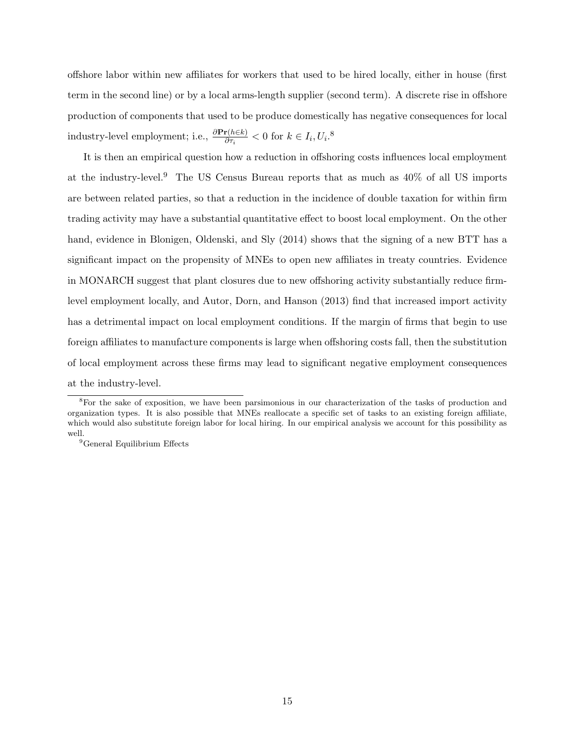offshore labor within new affiliates for workers that used to be hired locally, either in house (first term in the second line) or by a local arms-length supplier (second term). A discrete rise in offshore production of components that used to be produce domestically has negative consequences for local industry-level employment; i.e., $\frac{\partial \mathbf{Pr}(h \in k)}{\partial \tau_i} < 0$ for $k \in I_i, U_i$.[8]

It is then an empirical question how a reduction in offshoring costs influences local employment at the industry-level.[9] The US Census Bureau reports that as much as 40% of all US imports are between related parties, so that a reduction in the incidence of double taxation for within firm trading activity may have a substantial quantitative effect to boost local employment. On the other hand, evidence in Blonigen, Oldenski, and Sly (2014) shows that the signing of a new BTT has a significant impact on the propensity of MNEs to open new affiliates in treaty countries. Evidence in MONARCH suggest that plant closures due to new offshoring activity substantially reduce firm-level employment locally, and Autor, Dorn, and Hanson (2013) find that increased import activity has a detrimental impact on local employment conditions. If the margin of firms that begin to use foreign affiliates to manufacture components is large when offshoring costs fall, then the substitution of local employment across these firms may lead to significant negative employment consequences at the industry-level.

[8] For the sake of exposition, we have been parsimonious in our characterization of the tasks of production and organization types. It is also possible that MNEs reallocate a specific set of tasks to an existing foreign affiliate, which would also substitute foreign labor for local hiring. In our empirical analysis we account for this possibility as well.

[9] General Equilibrium Effects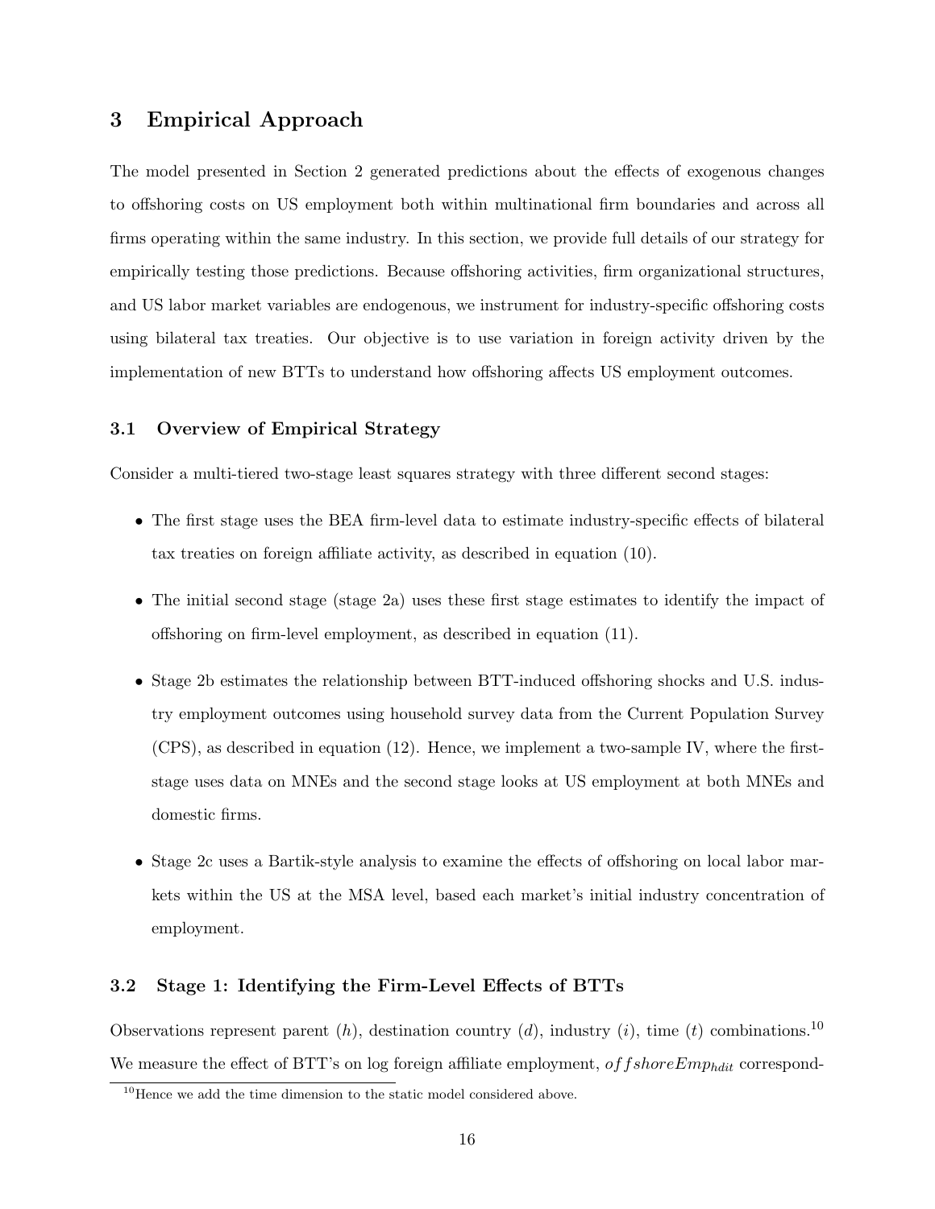## 3 Empirical Approach

The model presented in Section 2 generated predictions about the effects of exogenous changes to offshoring costs on US employment both within multinational firm boundaries and across all firms operating within the same industry. In this section, we provide full details of our strategy for empirically testing those predictions. Because offshoring activities, firm organizational structures, and US labor market variables are endogenous, we instrument for industry-specific offshoring costs using bilateral tax treaties. Our objective is to use variation in foreign activity driven by the implementation of new BTTs to understand how offshoring affects US employment outcomes.

### 3.1 Overview of Empirical Strategy

Consider a multi-tiered two-stage least squares strategy with three different second stages:

- The first stage uses the BEA firm-level data to estimate industry-specific effects of bilateral tax treaties on foreign affiliate activity, as described in equation (10).
- The initial second stage (stage 2a) uses these first stage estimates to identify the impact of offshoring on firm-level employment, as described in equation (11).
- Stage 2b estimates the relationship between BTT-induced offshoring shocks and U.S. industry employment outcomes using household survey data from the Current Population Survey (CPS), as described in equation (12). Hence, we implement a two-sample IV, where the first-stage uses data on MNEs and the second stage looks at US employment at both MNEs and domestic firms.
- Stage 2c uses a Bartik-style analysis to examine the effects of offshoring on local labor markets within the US at the MSA level, based each market's initial industry concentration of employment.

### 3.2 Stage 1: Identifying the Firm-Level Effects of BTTs

Observations represent parent ($h$), destination country ($d$), industry ($i$), time ($t$) combinations.[10] We measure the effect of BTT's on log foreign affiliate employment, $offshoreEmp_{hdit}$ correspond-

[10]Hence we add the time dimension to the static model considered above.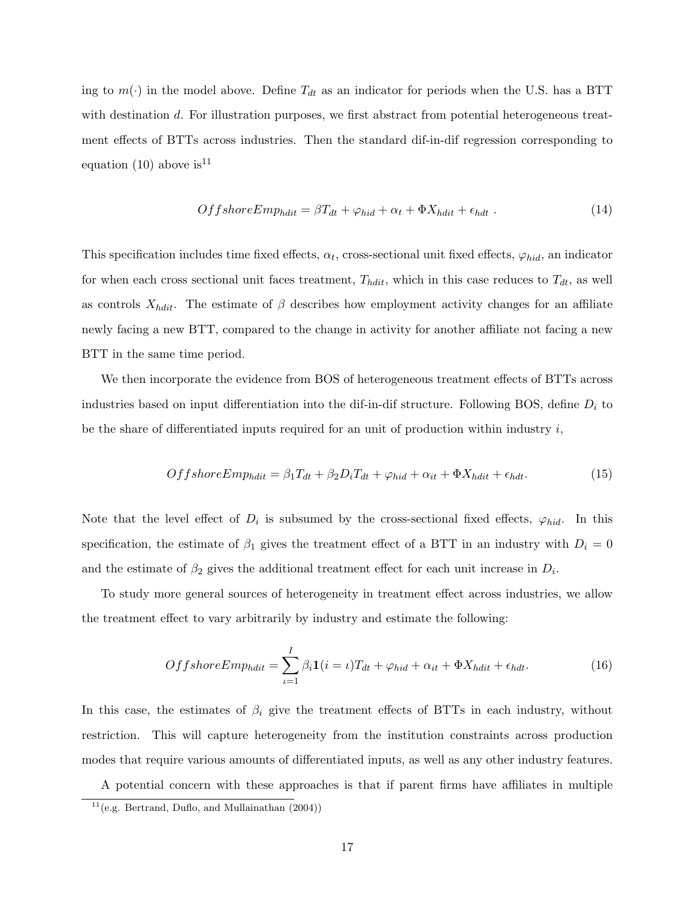ing to $m(\cdot)$ in the model above. Define $T_{dt}$ as an indicator for periods when the U.S. has a BTT with destination $d$. For illustration purposes, we first abstract from potential heterogeneous treatment effects of BTTs across industries. Then the standard dif-in-dif regression corresponding to equation (10) above is[11]

$$OffshoreEmp_{hdit} = \beta T_{dt} + \varphi_{hid} + \alpha_t + \Phi X_{hdit} + \epsilon_{hdt} \ . \tag{14}$$

This specification includes time fixed effects, $\alpha_t$, cross-sectional unit fixed effects, $\varphi_{hid}$, an indicator for when each cross sectional unit faces treatment, $T_{hdit}$, which in this case reduces to $T_{dt}$, as well as controls $X_{hdit}$. The estimate of $\beta$ describes how employment activity changes for an affiliate newly facing a new BTT, compared to the change in activity for another affiliate not facing a new BTT in the same time period.

We then incorporate the evidence from BOS of heterogeneous treatment effects of BTTs across industries based on input differentiation into the dif-in-dif structure. Following BOS, define $D_i$ to be the share of differentiated inputs required for an unit of production within industry $i$,

$$OffshoreEmp_{hdit} = \beta_1 T_{dt} + \beta_2 D_i T_{dt} + \varphi_{hid} + \alpha_{it} + \Phi X_{hdit} + \epsilon_{hdt}. \tag{15}$$

Note that the level effect of $D_i$ is subsumed by the cross-sectional fixed effects, $\varphi_{hid}$. In this specification, the estimate of $\beta_1$ gives the treatment effect of a BTT in an industry with $D_i = 0$ and the estimate of $\beta_2$ gives the additional treatment effect for each unit increase in $D_i$.

To study more general sources of heterogeneity in treatment effect across industries, we allow the treatment effect to vary arbitrarily by industry and estimate the following:

$$OffshoreEmp_{hdit} = \sum_{\iota=1}^{I} \beta_i \mathbf{1}(i = \iota) T_{dt} + \varphi_{hid} + \alpha_{it} + \Phi X_{hdit} + \epsilon_{hdt}. \tag{16}$$

In this case, the estimates of $\beta_i$ give the treatment effects of BTTs in each industry, without restriction. This will capture heterogeneity from the institution constraints across production modes that require various amounts of differentiated inputs, as well as any other industry features.

A potential concern with these approaches is that if parent firms have affiliates in multiple

[11] (e.g. Bertrand, Duflo, and Mullainathan (2004))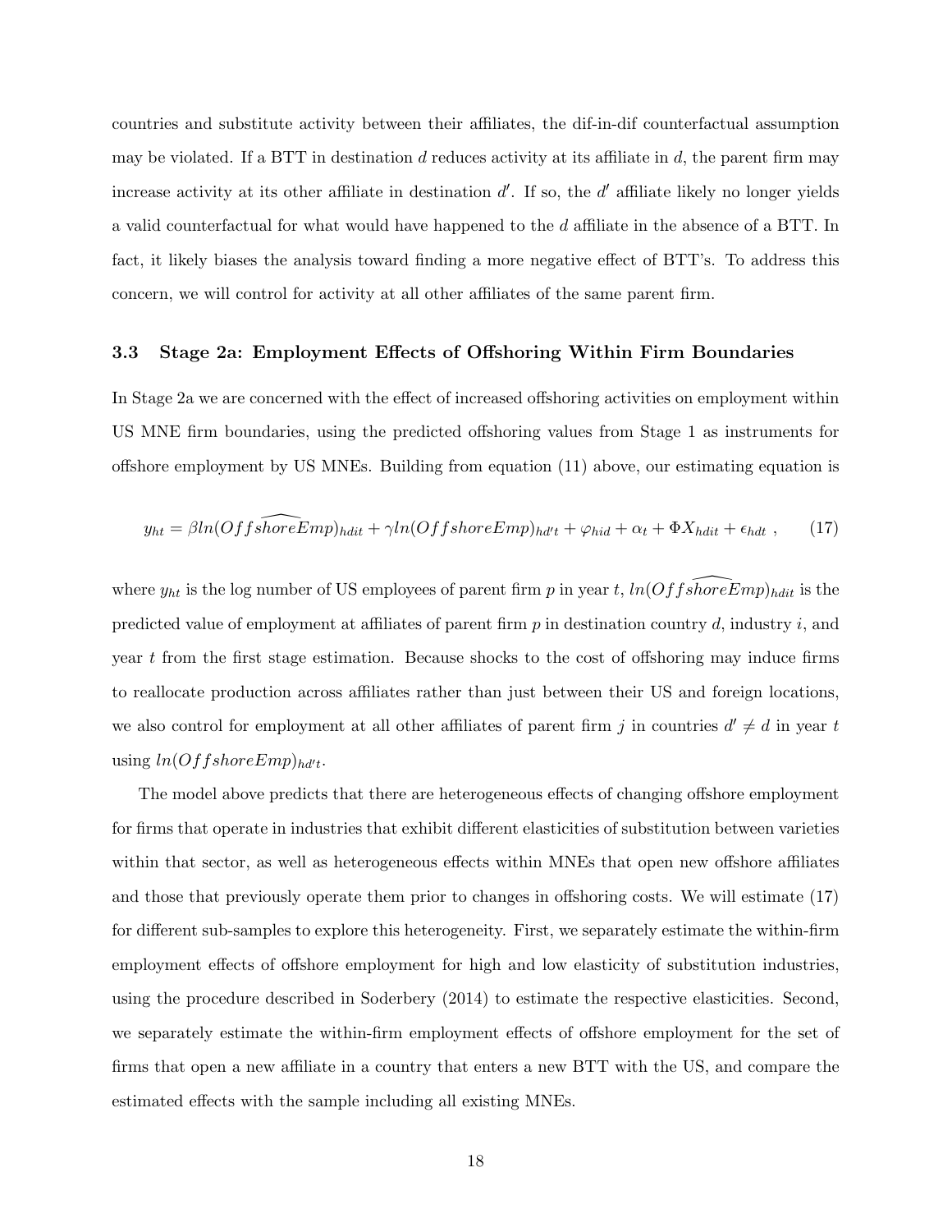countries and substitute activity between their affiliates, the dif-in-dif counterfactual assumption may be violated. If a BTT in destination $d$ reduces activity at its affiliate in $d$, the parent firm may increase activity at its other affiliate in destination $d'$. If so, the $d'$ affiliate likely no longer yields a valid counterfactual for what would have happened to the $d$ affiliate in the absence of a BTT. In fact, it likely biases the analysis toward finding a more negative effect of BTT's. To address this concern, we will control for activity at all other affiliates of the same parent firm.

### 3.3 Stage 2a: Employment Effects of Offshoring Within Firm Boundaries

In Stage 2a we are concerned with the effect of increased offshoring activities on employment within US MNE firm boundaries, using the predicted offshoring values from Stage 1 as instruments for offshore employment by US MNEs. Building from equation (11) above, our estimating equation is

$$y_{ht} = \beta ln(\widehat{OffshoreEmp})_{hdit} + \gamma ln(OffshoreEmp)_{hd't} + \varphi_{hid} + \alpha_t + \Phi X_{hdit} + \epsilon_{hdt} \;, \qquad (17)$$

where $y_{ht}$ is the log number of US employees of parent firm $p$ in year $t$, $ln(\widehat{OffshoreEmp})_{hdit}$ is the predicted value of employment at affiliates of parent firm $p$ in destination country $d$, industry $i$, and year $t$ from the first stage estimation. Because shocks to the cost of offshoring may induce firms to reallocate production across affiliates rather than just between their US and foreign locations, we also control for employment at all other affiliates of parent firm $j$ in countries $d' \neq d$ in year $t$ using $ln(OffshoreEmp)_{hd't}$.

The model above predicts that there are heterogeneous effects of changing offshore employment for firms that operate in industries that exhibit different elasticities of substitution between varieties within that sector, as well as heterogeneous effects within MNEs that open new offshore affiliates and those that previously operate them prior to changes in offshoring costs. We will estimate (17) for different sub-samples to explore this heterogeneity. First, we separately estimate the within-firm employment effects of offshore employment for high and low elasticity of substitution industries, using the procedure described in Soderbery (2014) to estimate the respective elasticities. Second, we separately estimate the within-firm employment effects of offshore employment for the set of firms that open a new affiliate in a country that enters a new BTT with the US, and compare the estimated effects with the sample including all existing MNEs.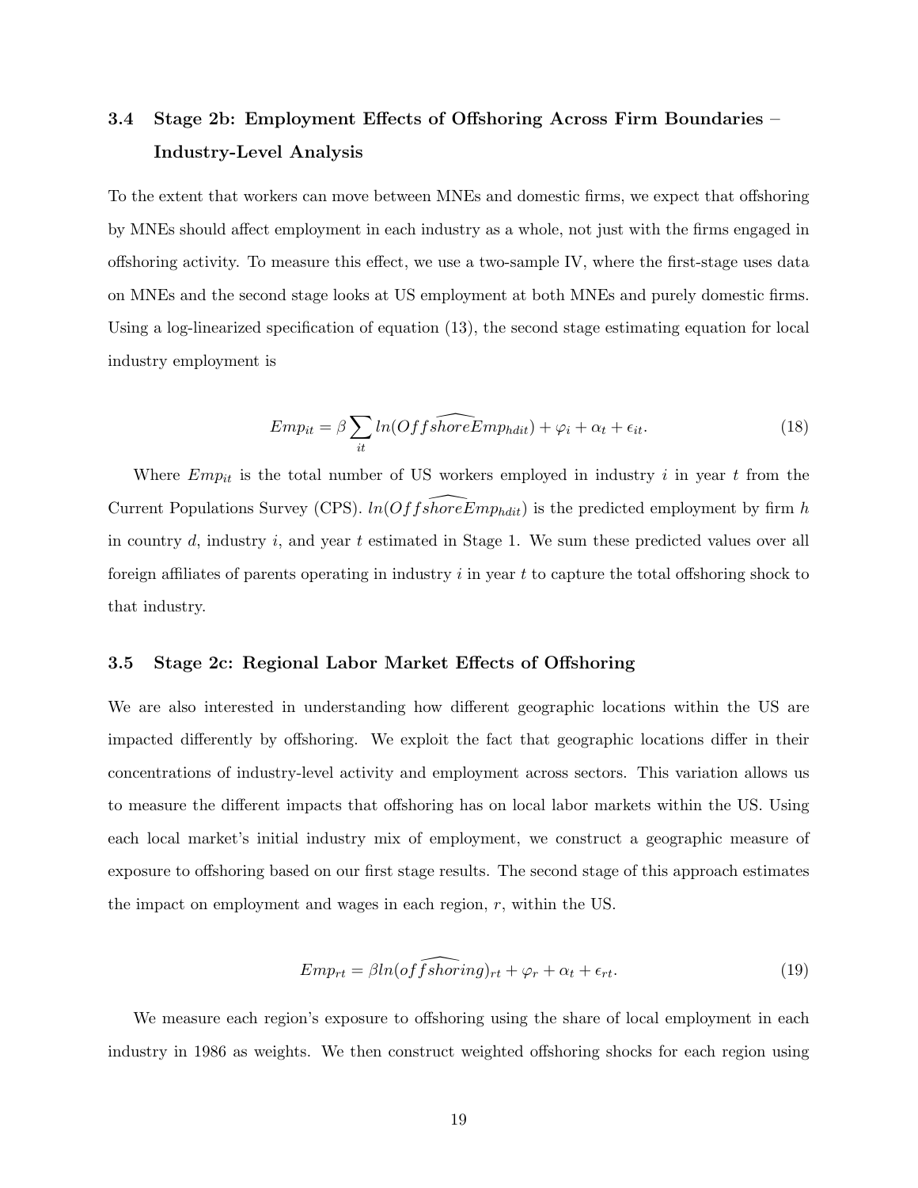### 3.4 Stage 2b: Employment Effects of Offshoring Across Firm Boundaries – Industry-Level Analysis

To the extent that workers can move between MNEs and domestic firms, we expect that offshoring by MNEs should affect employment in each industry as a whole, not just with the firms engaged in offshoring activity. To measure this effect, we use a two-sample IV, where the first-stage uses data on MNEs and the second stage looks at US employment at both MNEs and purely domestic firms. Using a log-linearized specification of equation (13), the second stage estimating equation for local industry employment is

$$Emp_{it} = \beta \sum_{it} ln(\widehat{OffshoreEmp_{hdit}}) + \varphi_i + \alpha_t + \epsilon_{it}. \tag{18}$$

Where $Emp_{it}$ is the total number of US workers employed in industry $i$ in year $t$ from the Current Populations Survey (CPS). $ln(\widehat{OffshoreEmp_{hdit}})$ is the predicted employment by firm $h$ in country $d$, industry $i$, and year $t$ estimated in Stage 1. We sum these predicted values over all foreign affiliates of parents operating in industry $i$ in year $t$ to capture the total offshoring shock to that industry.

### 3.5 Stage 2c: Regional Labor Market Effects of Offshoring

We are also interested in understanding how different geographic locations within the US are impacted differently by offshoring. We exploit the fact that geographic locations differ in their concentrations of industry-level activity and employment across sectors. This variation allows us to measure the different impacts that offshoring has on local labor markets within the US. Using each local market's initial industry mix of employment, we construct a geographic measure of exposure to offshoring based on our first stage results. The second stage of this approach estimates the impact on employment and wages in each region, $r$, within the US.

$$Emp_{rt} = \beta ln(\widehat{offshoring})_{rt} + \varphi_r + \alpha_t + \epsilon_{rt}. \tag{19}$$

We measure each region's exposure to offshoring using the share of local employment in each industry in 1986 as weights. We then construct weighted offshoring shocks for each region using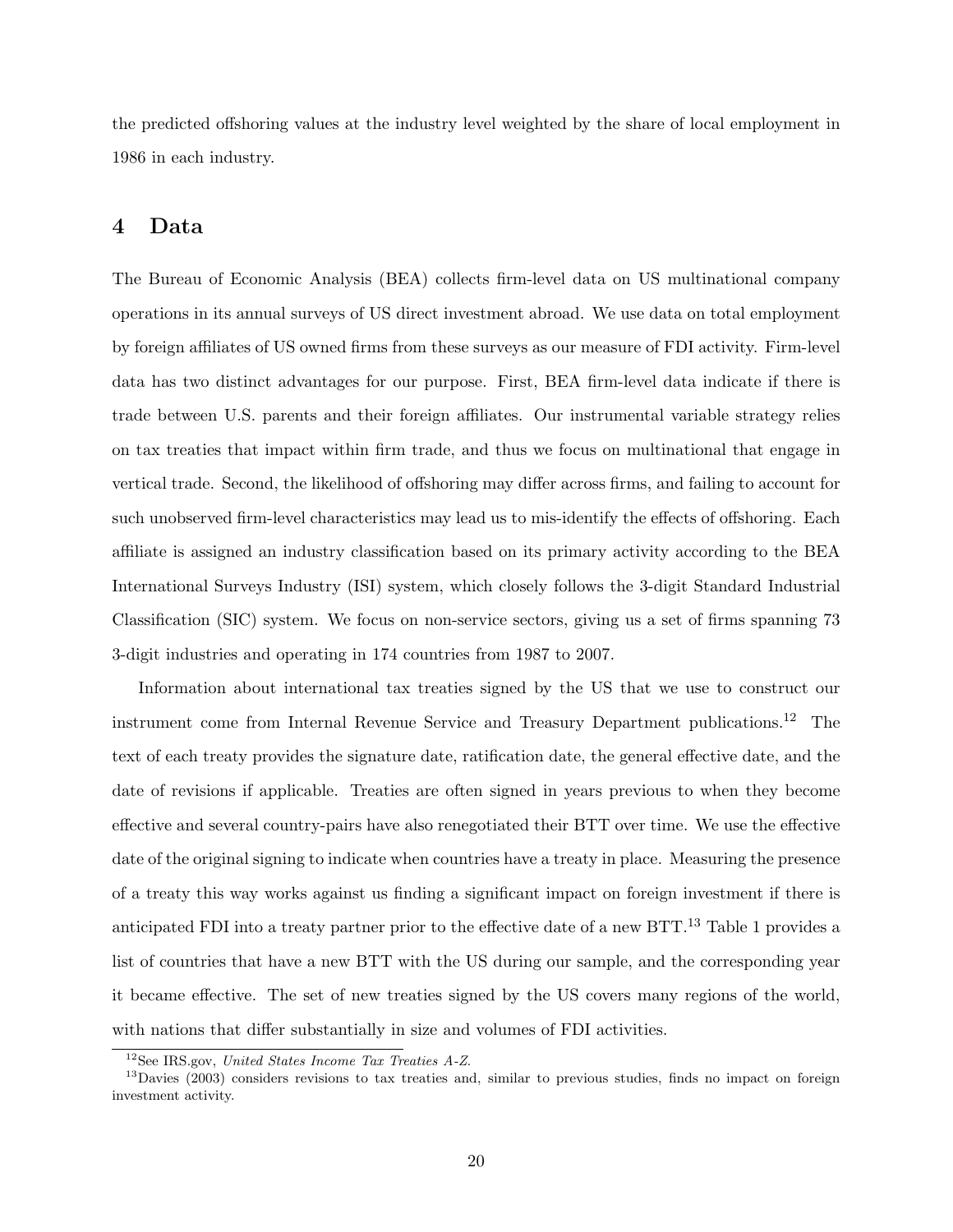the predicted offshoring values at the industry level weighted by the share of local employment in 1986 in each industry.

## 4 Data

The Bureau of Economic Analysis (BEA) collects firm-level data on US multinational company operations in its annual surveys of US direct investment abroad. We use data on total employment by foreign affiliates of US owned firms from these surveys as our measure of FDI activity. Firm-level data has two distinct advantages for our purpose. First, BEA firm-level data indicate if there is trade between U.S. parents and their foreign affiliates. Our instrumental variable strategy relies on tax treaties that impact within firm trade, and thus we focus on multinational that engage in vertical trade. Second, the likelihood of offshoring may differ across firms, and failing to account for such unobserved firm-level characteristics may lead us to mis-identify the effects of offshoring. Each affiliate is assigned an industry classification based on its primary activity according to the BEA International Surveys Industry (ISI) system, which closely follows the 3-digit Standard Industrial Classification (SIC) system. We focus on non-service sectors, giving us a set of firms spanning 73 3-digit industries and operating in 174 countries from 1987 to 2007.

Information about international tax treaties signed by the US that we use to construct our instrument come from Internal Revenue Service and Treasury Department publications.[12] The text of each treaty provides the signature date, ratification date, the general effective date, and the date of revisions if applicable. Treaties are often signed in years previous to when they become effective and several country-pairs have also renegotiated their BTT over time. We use the effective date of the original signing to indicate when countries have a treaty in place. Measuring the presence of a treaty this way works against us finding a significant impact on foreign investment if there is anticipated FDI into a treaty partner prior to the effective date of a new BTT.[13] Table 1 provides a list of countries that have a new BTT with the US during our sample, and the corresponding year it became effective. The set of new treaties signed by the US covers many regions of the world, with nations that differ substantially in size and volumes of FDI activities.

[12] See IRS.gov, *United States Income Tax Treaties A-Z.*

[13] Davies (2003) considers revisions to tax treaties and, similar to previous studies, finds no impact on foreign investment activity.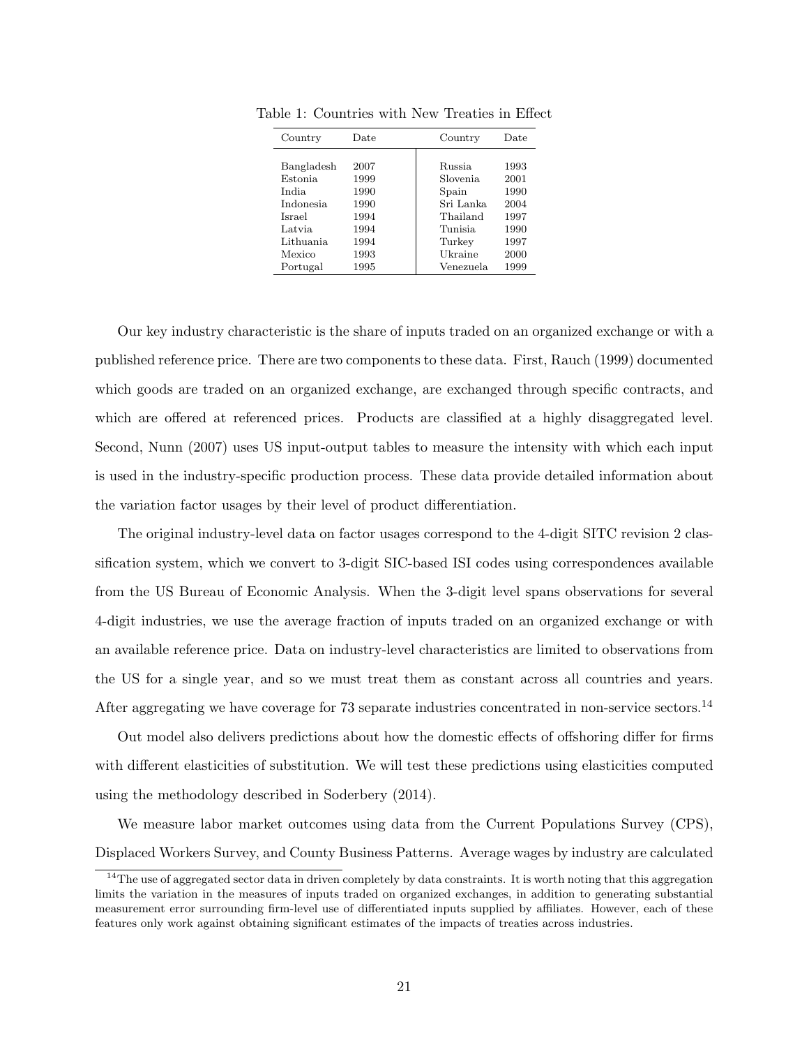Table 1: Countries with New Treaties in Effect

| Country | Date | Country | Date |
|---|---|---|---|
| Bangladesh | 2007 | Russia | 1993 |
| Estonia | 1999 | Slovenia | 2001 |
| India | 1990 | Spain | 1990 |
| Indonesia | 1990 | Sri Lanka | 2004 |
| Israel | 1994 | Thailand | 1997 |
| Latvia | 1994 | Tunisia | 1990 |
| Lithuania | 1994 | Turkey | 1997 |
| Mexico | 1993 | Ukraine | 2000 |
| Portugal | 1995 | Venezuela | 1999 |

Our key industry characteristic is the share of inputs traded on an organized exchange or with a published reference price. There are two components to these data. First, Rauch (1999) documented which goods are traded on an organized exchange, are exchanged through specific contracts, and which are offered at referenced prices. Products are classified at a highly disaggregated level. Second, Nunn (2007) uses US input-output tables to measure the intensity with which each input is used in the industry-specific production process. These data provide detailed information about the variation factor usages by their level of product differentiation.

The original industry-level data on factor usages correspond to the 4-digit SITC revision 2 classification system, which we convert to 3-digit SIC-based ISI codes using correspondences available from the US Bureau of Economic Analysis. When the 3-digit level spans observations for several 4-digit industries, we use the average fraction of inputs traded on an organized exchange or with an available reference price. Data on industry-level characteristics are limited to observations from the US for a single year, and so we must treat them as constant across all countries and years. After aggregating we have coverage for 73 separate industries concentrated in non-service sectors.[14]

Out model also delivers predictions about how the domestic effects of offshoring differ for firms with different elasticities of substitution. We will test these predictions using elasticities computed using the methodology described in Soderbery (2014).

We measure labor market outcomes using data from the Current Populations Survey (CPS), Displaced Workers Survey, and County Business Patterns. Average wages by industry are calculated

[14] The use of aggregated sector data in driven completely by data constraints. It is worth noting that this aggregation limits the variation in the measures of inputs traded on organized exchanges, in addition to generating substantial measurement error surrounding firm-level use of differentiated inputs supplied by affiliates. However, each of these features only work against obtaining significant estimates of the impacts of treaties across industries.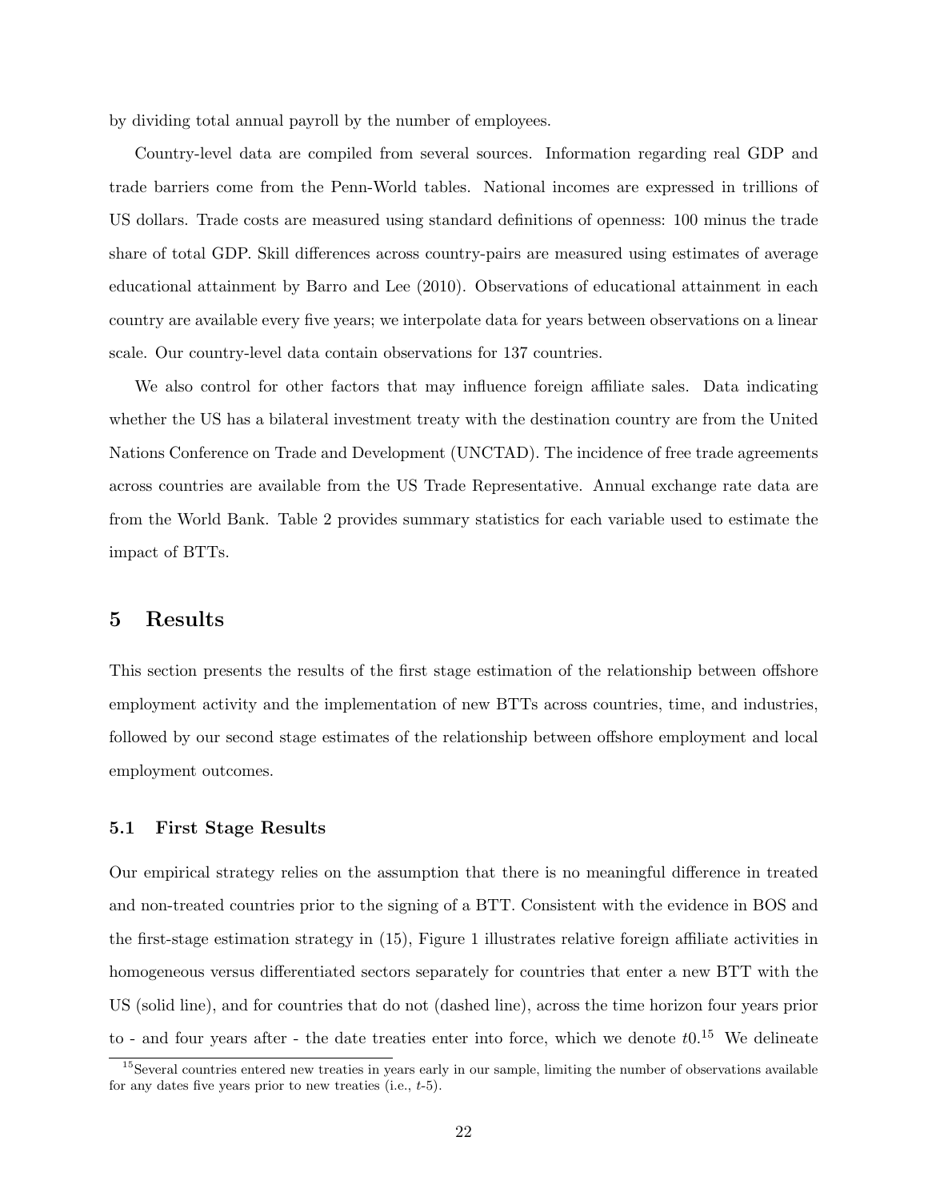by dividing total annual payroll by the number of employees.

Country-level data are compiled from several sources. Information regarding real GDP and trade barriers come from the Penn-World tables. National incomes are expressed in trillions of US dollars. Trade costs are measured using standard definitions of openness: 100 minus the trade share of total GDP. Skill differences across country-pairs are measured using estimates of average educational attainment by Barro and Lee (2010). Observations of educational attainment in each country are available every five years; we interpolate data for years between observations on a linear scale. Our country-level data contain observations for 137 countries.

We also control for other factors that may influence foreign affiliate sales. Data indicating whether the US has a bilateral investment treaty with the destination country are from the United Nations Conference on Trade and Development (UNCTAD). The incidence of free trade agreements across countries are available from the US Trade Representative. Annual exchange rate data are from the World Bank. Table 2 provides summary statistics for each variable used to estimate the impact of BTTs.

## 5 Results

This section presents the results of the first stage estimation of the relationship between offshore employment activity and the implementation of new BTTs across countries, time, and industries, followed by our second stage estimates of the relationship between offshore employment and local employment outcomes.

### 5.1 First Stage Results

Our empirical strategy relies on the assumption that there is no meaningful difference in treated and non-treated countries prior to the signing of a BTT. Consistent with the evidence in BOS and the first-stage estimation strategy in (15), Figure 1 illustrates relative foreign affiliate activities in homogeneous versus differentiated sectors separately for countries that enter a new BTT with the US (solid line), and for countries that do not (dashed line), across the time horizon four years prior to - and four years after - the date treaties enter into force, which we denote $t0$.[15] We delineate

[15] Several countries entered new treaties in years early in our sample, limiting the number of observations available for any dates five years prior to new treaties (i.e., $t$-5).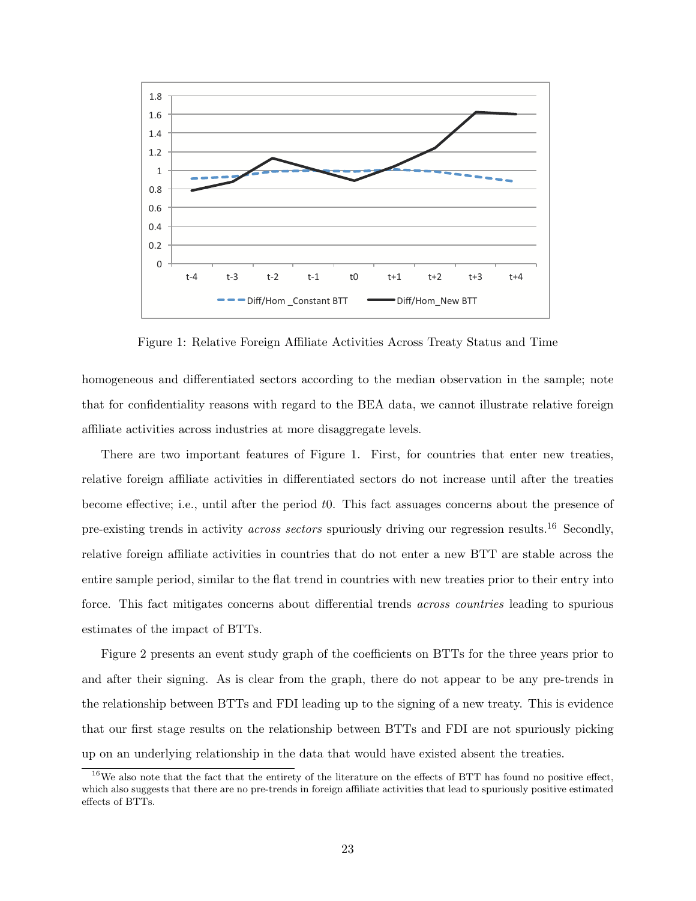Figure 1: Relative Foreign Affiliate Activities Across Treaty Status and Time

homogeneous and differentiated sectors according to the median observation in the sample; note that for confidentiality reasons with regard to the BEA data, we cannot illustrate relative foreign affiliate activities across industries at more disaggregate levels.

There are two important features of Figure 1. First, for countries that enter new treaties, relative foreign affiliate activities in differentiated sectors do not increase until after the treaties become effective; i.e., until after the period *t*0. This fact assuages concerns about the presence of pre-existing trends in activity *across sectors* spuriously driving our regression results.[16] Secondly, relative foreign affiliate activities in countries that do not enter a new BTT are stable across the entire sample period, similar to the flat trend in countries with new treaties prior to their entry into force. This fact mitigates concerns about differential trends *across countries* leading to spurious estimates of the impact of BTTs.

Figure 2 presents an event study graph of the coefficients on BTTs for the three years prior to and after their signing. As is clear from the graph, there do not appear to be any pre-trends in the relationship between BTTs and FDI leading up to the signing of a new treaty. This is evidence that our first stage results on the relationship between BTTs and FDI are not spuriously picking up on an underlying relationship in the data that would have existed absent the treaties.

[16] We also note that the fact that the entirety of the literature on the effects of BTT has found no positive effect, which also suggests that there are no pre-trends in foreign affiliate activities that lead to spuriously positive estimated effects of BTTs.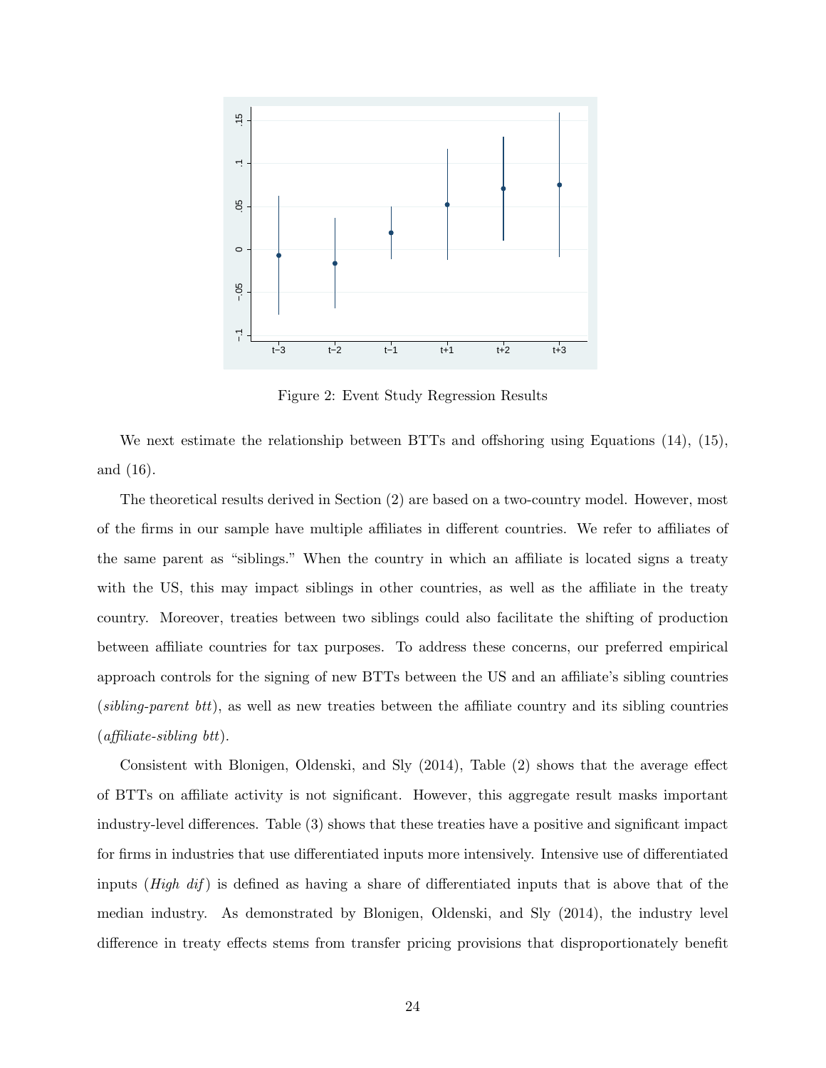Figure 2: Event Study Regression Results

We next estimate the relationship between BTTs and offshoring using Equations (14), (15), and (16).

The theoretical results derived in Section (2) are based on a two-country model. However, most of the firms in our sample have multiple affiliates in different countries. We refer to affiliates of the same parent as "siblings." When the country in which an affiliate is located signs a treaty with the US, this may impact siblings in other countries, as well as the affiliate in the treaty country. Moreover, treaties between two siblings could also facilitate the shifting of production between affiliate countries for tax purposes. To address these concerns, our preferred empirical approach controls for the signing of new BTTs between the US and an affiliate's sibling countries (*sibling-parent btt*), as well as new treaties between the affiliate country and its sibling countries (*affiliate-sibling btt*).

Consistent with Blonigen, Oldenski, and Sly (2014), Table (2) shows that the average effect of BTTs on affiliate activity is not significant. However, this aggregate result masks important industry-level differences. Table (3) shows that these treaties have a positive and significant impact for firms in industries that use differentiated inputs more intensively. Intensive use of differentiated inputs (*High dif*) is defined as having a share of differentiated inputs that is above that of the median industry. As demonstrated by Blonigen, Oldenski, and Sly (2014), the industry level difference in treaty effects stems from transfer pricing provisions that disproportionately benefit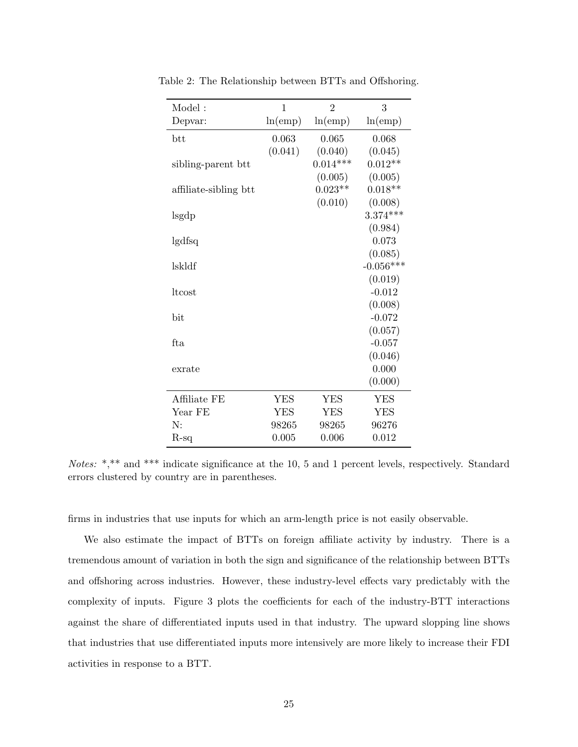Table 2: The Relationship between BTTs and Offshoring.

| Model : | 1 | 2 | 3 |
|---|---|---|---|
| Depvar: | ln(emp) | ln(emp) | ln(emp) |
| btt | 0.063 | 0.065 | 0.068 |
| | (0.041) | (0.040) | (0.045) |
| sibling-parent btt | | 0.014*** | 0.012** |
| | | (0.005) | (0.005) |
| affiliate-sibling btt | | 0.023** | 0.018** |
| | | (0.010) | (0.008) |
| lsgdp | | | 3.374*** |
| | | | (0.984) |
| lgdfsq | | | 0.073 |
| | | | (0.085) |
| lskldf | | | -0.056*** |
| | | | (0.019) |
| ltcost | | | -0.012 |
| | | | (0.008) |
| bit | | | -0.072 |
| | | | (0.057) |
| fta | | | -0.057 |
| | | | (0.046) |
| exrate | | | 0.000 |
| | | | (0.000) |
| Affiliate FE | YES | YES | YES |
| Year FE | YES | YES | YES |
| N: | 98265 | 98265 | 96276 |
| R-sq | 0.005 | 0.006 | 0.012 |

*Notes:* *,** and *** indicate significance at the 10, 5 and 1 percent levels, respectively. Standard errors clustered by country are in parentheses.

firms in industries that use inputs for which an arm-length price is not easily observable.

We also estimate the impact of BTTs on foreign affiliate activity by industry. There is a tremendous amount of variation in both the sign and significance of the relationship between BTTs and offshoring across industries. However, these industry-level effects vary predictably with the complexity of inputs. Figure 3 plots the coefficients for each of the industry-BTT interactions against the share of differentiated inputs used in that industry. The upward sloping line shows that industries that use differentiated inputs more intensively are more likely to increase their FDI activities in response to a BTT.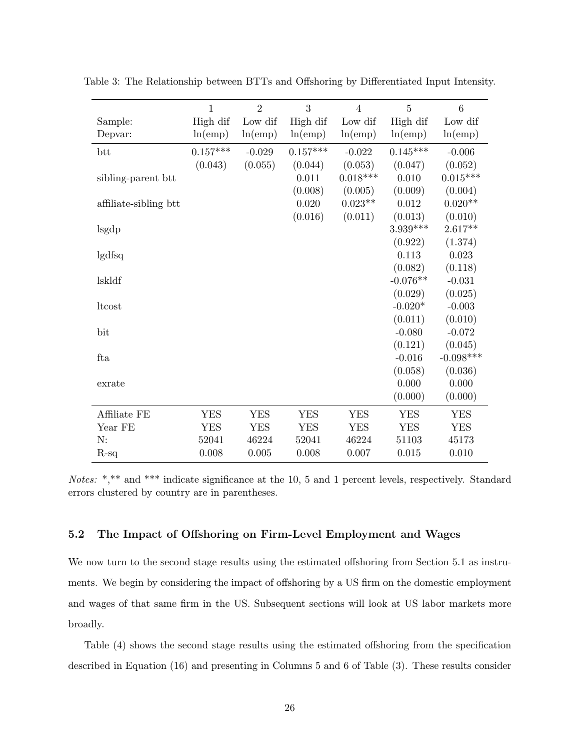Table 3: The Relationship between BTTs and Offshoring by Differentiated Input Intensity.

| | 1 | 2 | 3 | 4 | 5 | 6 |
|---|---|---|---|---|---|---|
| Sample: | High dif | Low dif | High dif | Low dif | High dif | Low dif |
| Depvar: | ln(emp) | ln(emp) | ln(emp) | ln(emp) | ln(emp) | ln(emp) |
| btt | 0.157*** | -0.029 | 0.157*** | -0.022 | 0.145*** | -0.006 |
| | (0.043) | (0.055) | (0.044) | (0.053) | (0.047) | (0.052) |
| sibling-parent btt | | | 0.011 | 0.018*** | 0.010 | 0.015*** |
| | | | (0.008) | (0.005) | (0.009) | (0.004) |
| affiliate-sibling btt | | | 0.020 | 0.023** | 0.012 | 0.020** |
| | | | (0.016) | (0.011) | (0.013) | (0.010) |
| lsgdp | | | | | 3.939*** | 2.617** |
| | | | | | (0.922) | (1.374) |
| lgdfsq | | | | | 0.113 | 0.023 |
| | | | | | (0.082) | (0.118) |
| lskldf | | | | | -0.076** | -0.031 |
| | | | | | (0.029) | (0.025) |
| ltcost | | | | | -0.020* | -0.003 |
| | | | | | (0.011) | (0.010) |
| bit | | | | | -0.080 | -0.072 |
| | | | | | (0.121) | (0.045) |
| fta | | | | | -0.016 | -0.098*** |
| | | | | | (0.058) | (0.036) |
| exrate | | | | | 0.000 | 0.000 |
| | | | | | (0.000) | (0.000) |
| Affiliate FE | YES | YES | YES | YES | YES | YES |
| Year FE | YES | YES | YES | YES | YES | YES |
| N: | 52041 | 46224 | 52041 | 46224 | 51103 | 45173 |
| R-sq | 0.008 | 0.005 | 0.008 | 0.007 | 0.015 | 0.010 |

*Notes:* *,** and *** indicate significance at the 10, 5 and 1 percent levels, respectively. Standard errors clustered by country are in parentheses.

### 5.2 The Impact of Offshoring on Firm-Level Employment and Wages

We now turn to the second stage results using the estimated offshoring from Section 5.1 as instruments. We begin by considering the impact of offshoring by a US firm on the domestic employment and wages of that same firm in the US. Subsequent sections will look at US labor markets more broadly.

Table (4) shows the second stage results using the estimated offshoring from the specification described in Equation (16) and presenting in Columns 5 and 6 of Table (3). These results consider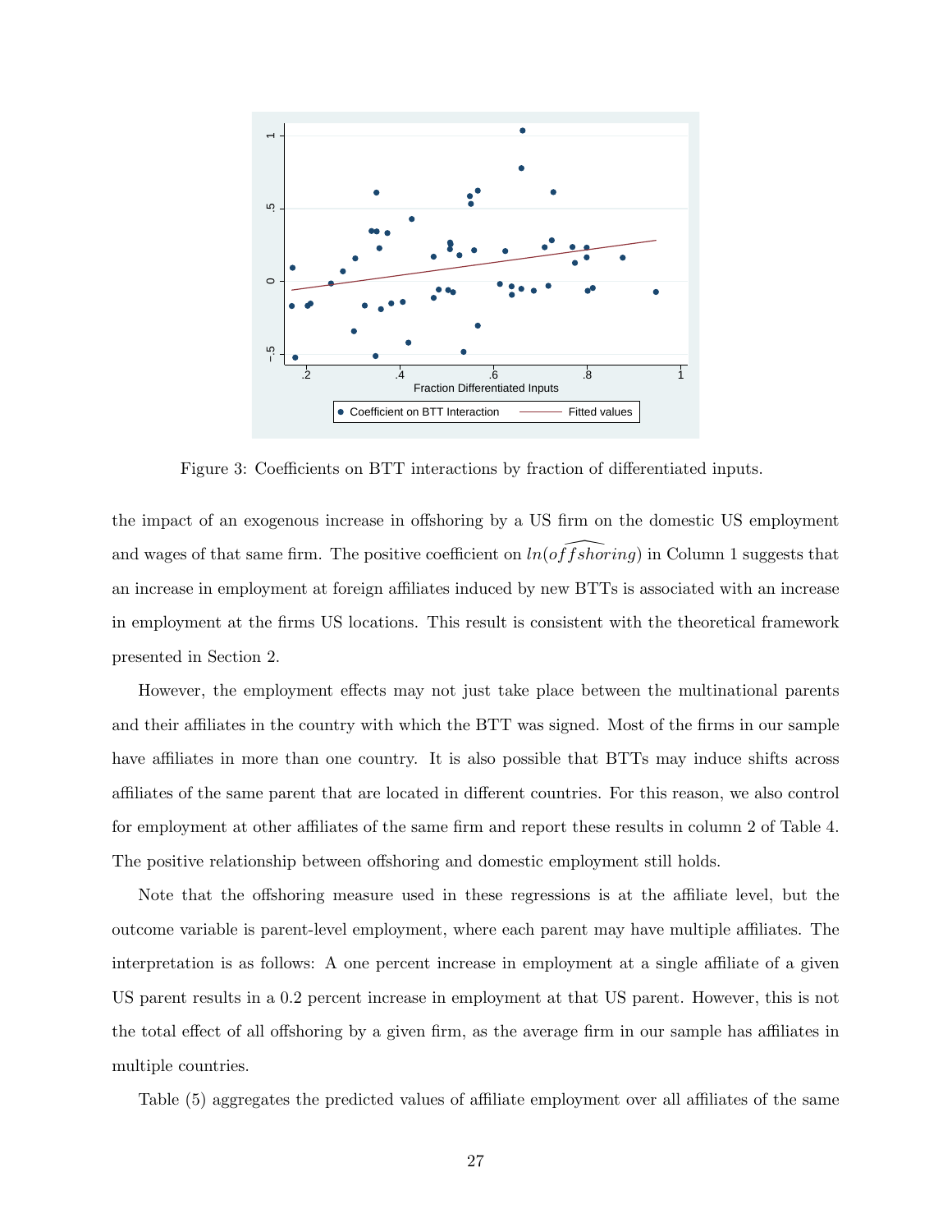Figure 3: Coefficients on BTT interactions by fraction of differentiated inputs.

the impact of an exogenous increase in offshoring by a US firm on the domestic US employment and wages of that same firm. The positive coefficient on $ln(\widehat{offshoring})$ in Column 1 suggests that an increase in employment at foreign affiliates induced by new BTTs is associated with an increase in employment at the firms US locations. This result is consistent with the theoretical framework presented in Section 2.

However, the employment effects may not just take place between the multinational parents and their affiliates in the country with which the BTT was signed. Most of the firms in our sample have affiliates in more than one country. It is also possible that BTTs may induce shifts across affiliates of the same parent that are located in different countries. For this reason, we also control for employment at other affiliates of the same firm and report these results in column 2 of Table 4. The positive relationship between offshoring and domestic employment still holds.

Note that the offshoring measure used in these regressions is at the affiliate level, but the outcome variable is parent-level employment, where each parent may have multiple affiliates. The interpretation is as follows: A one percent increase in employment at a single affiliate of a given US parent results in a 0.2 percent increase in employment at that US parent. However, this is not the total effect of all offshoring by a given firm, as the average firm in our sample has affiliates in multiple countries.

Table (5) aggregates the predicted values of affiliate employment over all affiliates of the same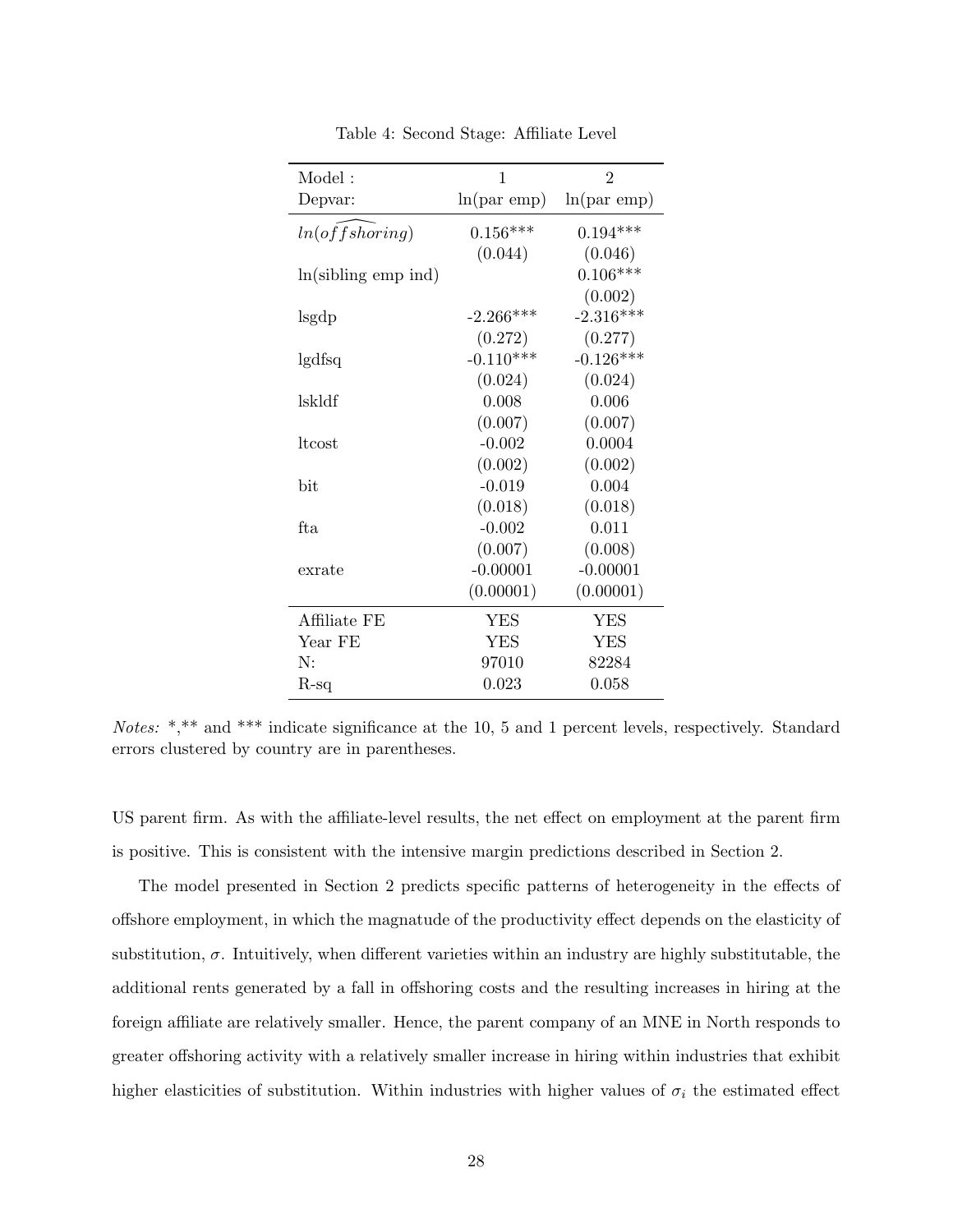Table 4: Second Stage: Affiliate Level

| Model : | 1 | 2 |
|---|---|---|
| Depvar: | ln(par emp) | ln(par emp) |
| $ln(\widehat{offshoring})$ | 0.156*** | 0.194*** |
| | (0.044) | (0.046) |
| ln(sibling emp ind) | | 0.106*** |
| | | (0.002) |
| lsgdp | -2.266*** | -2.316*** |
| | (0.272) | (0.277) |
| lgdfsq | -0.110*** | -0.126*** |
| | (0.024) | (0.024) |
| lskldf | 0.008 | 0.006 |
| | (0.007) | (0.007) |
| ltcost | -0.002 | 0.0004 |
| | (0.002) | (0.002) |
| bit | -0.019 | 0.004 |
| | (0.018) | (0.018) |
| fta | -0.002 | 0.011 |
| | (0.007) | (0.008) |
| exrate | -0.00001 | -0.00001 |
| | (0.00001) | (0.00001) |
| Affiliate FE | YES | YES |
| Year FE | YES | YES |
| N: | 97010 | 82284 |
| R-sq | 0.023 | 0.058 |

*Notes:* *,** and *** indicate significance at the 10, 5 and 1 percent levels, respectively. Standard errors clustered by country are in parentheses.

US parent firm. As with the affiliate-level results, the net effect on employment at the parent firm is positive. This is consistent with the intensive margin predictions described in Section 2.

The model presented in Section 2 predicts specific patterns of heterogeneity in the effects of offshore employment, in which the magnatude of the productivity effect depends on the elasticity of substitution, $\sigma$. Intuitively, when different varieties within an industry are highly substitutable, the additional rents generated by a fall in offshoring costs and the resulting increases in hiring at the foreign affiliate are relatively smaller. Hence, the parent company of an MNE in North responds to greater offshoring activity with a relatively smaller increase in hiring within industries that exhibit higher elasticities of substitution. Within industries with higher values of $\sigma_i$ the estimated effect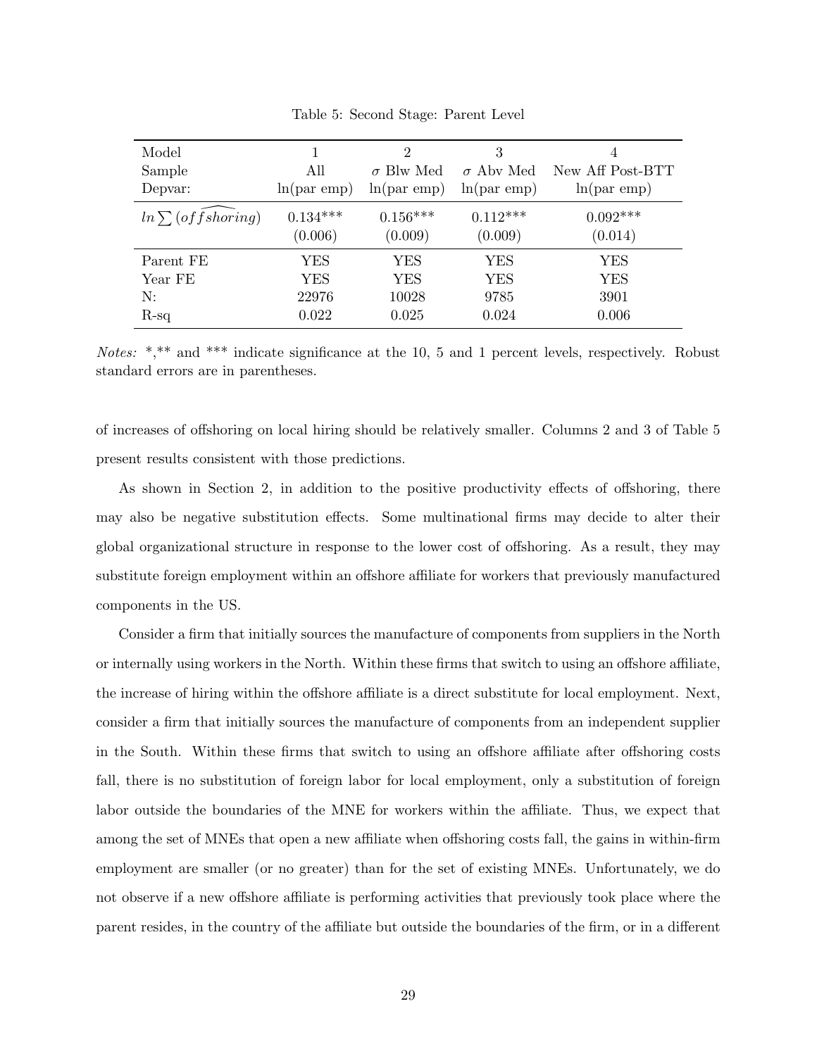Table 5: Second Stage: Parent Level

| Model | 1 | 2 | 3 | 4 |
|---|---|---|---|---|
| Sample | All | $\sigma$ Blw Med | $\sigma$ Abv Med | New Aff Post-BTT |
| Depvar: | ln(par emp) | ln(par emp) | ln(par emp) | ln(par emp) |
| $ln \sum (\widehat{offshoring})$ | 0.134*** | 0.156*** | 0.112*** | 0.092*** |
| | (0.006) | (0.009) | (0.009) | (0.014) |
| Parent FE | YES | YES | YES | YES |
| Year FE | YES | YES | YES | YES |
| N: | 22976 | 10028 | 9785 | 3901 |
| R-sq | 0.022 | 0.025 | 0.024 | 0.006 |

*Notes:* *,** and *** indicate significance at the 10, 5 and 1 percent levels, respectively. Robust standard errors are in parentheses.

of increases of offshoring on local hiring should be relatively smaller. Columns 2 and 3 of Table 5 present results consistent with those predictions.

As shown in Section 2, in addition to the positive productivity effects of offshoring, there may also be negative substitution effects. Some multinational firms may decide to alter their global organizational structure in response to the lower cost of offshoring. As a result, they may substitute foreign employment within an offshore affiliate for workers that previously manufactured components in the US.

Consider a firm that initially sources the manufacture of components from suppliers in the North or internally using workers in the North. Within these firms that switch to using an offshore affiliate, the increase of hiring within the offshore affiliate is a direct substitute for local employment. Next, consider a firm that initially sources the manufacture of components from an independent supplier in the South. Within these firms that switch to using an offshore affiliate after offshoring costs fall, there is no substitution of foreign labor for local employment, only a substitution of foreign labor outside the boundaries of the MNE for workers within the affiliate. Thus, we expect that among the set of MNEs that open a new affiliate when offshoring costs fall, the gains in within-firm employment are smaller (or no greater) than for the set of existing MNEs. Unfortunately, we do not observe if a new offshore affiliate is performing activities that previously took place where the parent resides, in the country of the affiliate but outside the boundaries of the firm, or in a different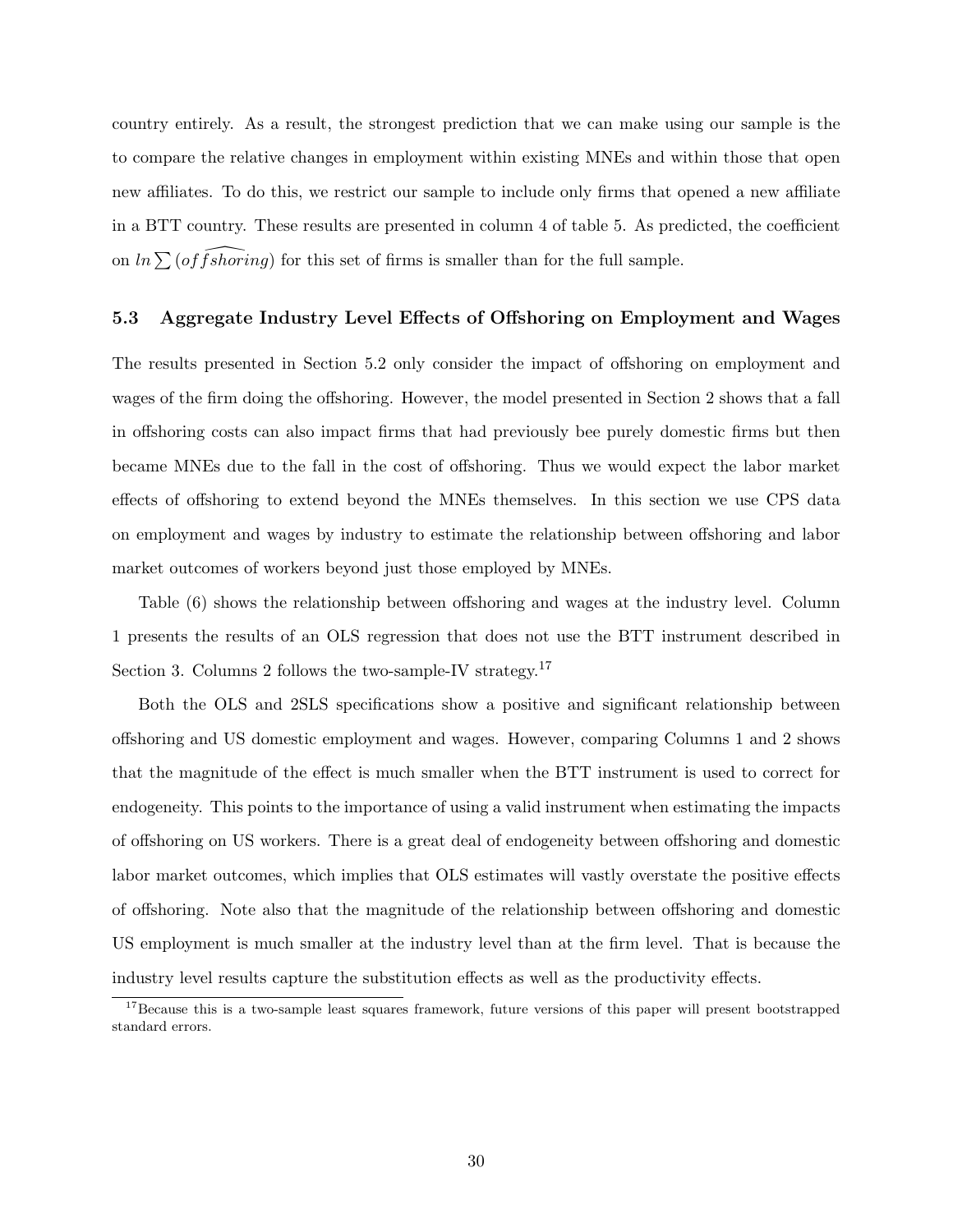country entirely. As a result, the strongest prediction that we can make using our sample is the to compare the relative changes in employment within existing MNEs and within those that open new affiliates. To do this, we restrict our sample to include only firms that opened a new affiliate in a BTT country. These results are presented in column 4 of table 5. As predicted, the coefficient on $ln \sum (\widehat{offshoring})$ for this set of firms is smaller than for the full sample.

### 5.3 Aggregate Industry Level Effects of Offshoring on Employment and Wages

The results presented in Section 5.2 only consider the impact of offshoring on employment and wages of the firm doing the offshoring. However, the model presented in Section 2 shows that a fall in offshoring costs can also impact firms that had previously bee purely domestic firms but then became MNEs due to the fall in the cost of offshoring. Thus we would expect the labor market effects of offshoring to extend beyond the MNEs themselves. In this section we use CPS data on employment and wages by industry to estimate the relationship between offshoring and labor market outcomes of workers beyond just those employed by MNEs.

Table (6) shows the relationship between offshoring and wages at the industry level. Column 1 presents the results of an OLS regression that does not use the BTT instrument described in Section 3. Columns 2 follows the two-sample-IV strategy.[17]

Both the OLS and 2SLS specifications show a positive and significant relationship between offshoring and US domestic employment and wages. However, comparing Columns 1 and 2 shows that the magnitude of the effect is much smaller when the BTT instrument is used to correct for endogeneity. This points to the importance of using a valid instrument when estimating the impacts of offshoring on US workers. There is a great deal of endogeneity between offshoring and domestic labor market outcomes, which implies that OLS estimates will vastly overstate the positive effects of offshoring. Note also that the magnitude of the relationship between offshoring and domestic US employment is much smaller at the industry level than at the firm level. That is because the industry level results capture the substitution effects as well as the productivity effects.

[17] Because this is a two-sample least squares framework, future versions of this paper will present bootstrapped standard errors.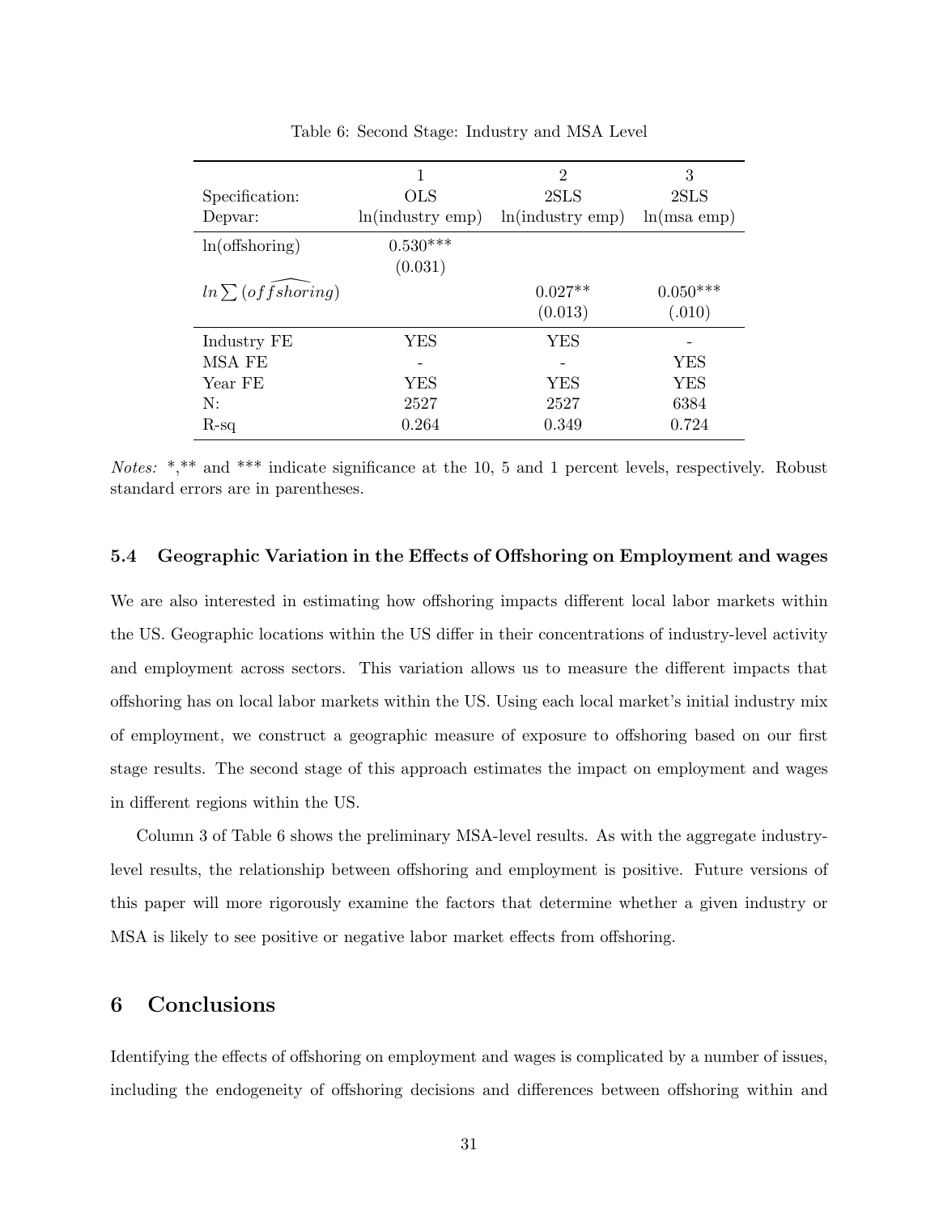Table 6: Second Stage: Industry and MSA Level

| | 1 | 2 | 3 |
|---|---|---|---|
| Specification: | OLS | 2SLS | 2SLS |
| Depvar: | ln(industry emp) | ln(industry emp) | ln(msa emp) |
| ln(offshoring) | 0.530*** | | |
| | (0.031) | | |
| $ln \sum (\widehat{offshoring})$ | | 0.027** | 0.050*** |
| | | (0.013) | (.010) |
| Industry FE | YES | YES | - |
| MSA FE | - | - | YES |
| Year FE | YES | YES | YES |
| N: | 2527 | 2527 | 6384 |
| R-sq | 0.264 | 0.349 | 0.724 |

*Notes:* *,** and *** indicate significance at the 10, 5 and 1 percent levels, respectively. Robust standard errors are in parentheses.

### 5.4 Geographic Variation in the Effects of Offshoring on Employment and wages

We are also interested in estimating how offshoring impacts different local labor markets within the US. Geographic locations within the US differ in their concentrations of industry-level activity and employment across sectors. This variation allows us to measure the different impacts that offshoring has on local labor markets within the US. Using each local market's initial industry mix of employment, we construct a geographic measure of exposure to offshoring based on our first stage results. The second stage of this approach estimates the impact on employment and wages in different regions within the US.

Column 3 of Table 6 shows the preliminary MSA-level results. As with the aggregate industry-level results, the relationship between offshoring and employment is positive. Future versions of this paper will more rigorously examine the factors that determine whether a given industry or MSA is likely to see positive or negative labor market effects from offshoring.

## 6 Conclusions

Identifying the effects of offshoring on employment and wages is complicated by a number of issues, including the endogeneity of offshoring decisions and differences between offshoring within and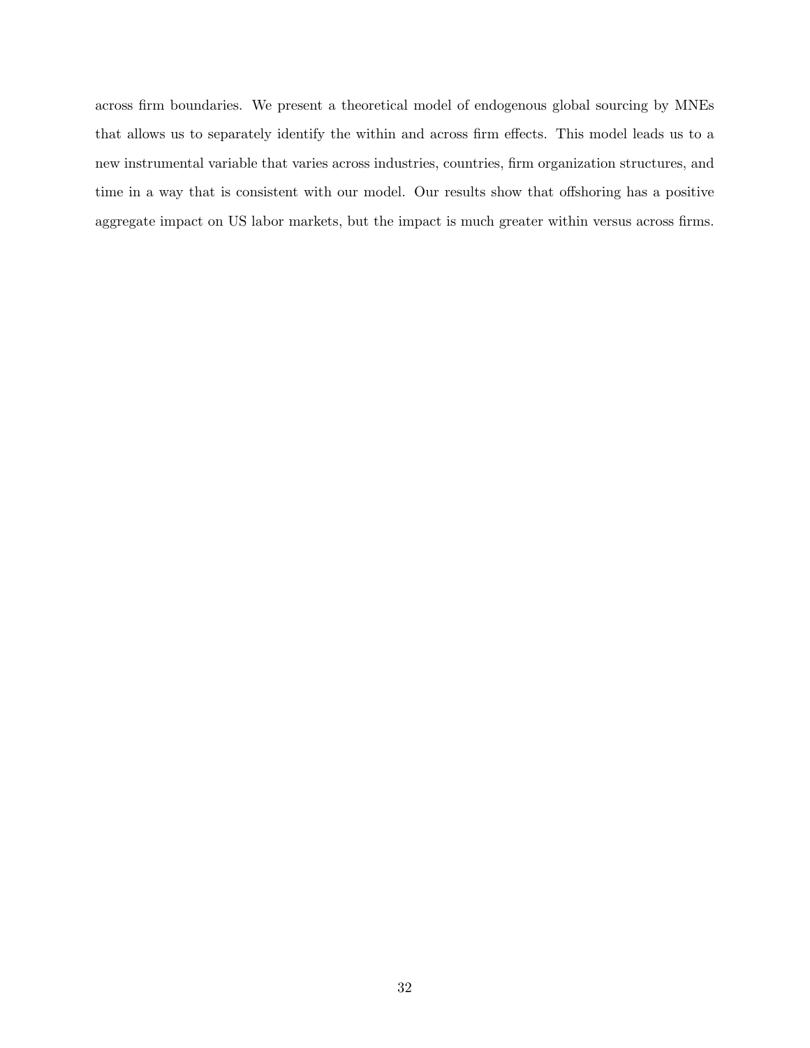across firm boundaries. We present a theoretical model of endogenous global sourcing by MNEs that allows us to separately identify the within and across firm effects. This model leads us to a new instrumental variable that varies across industries, countries, firm organization structures, and time in a way that is consistent with our model. Our results show that offshoring has a positive aggregate impact on US labor markets, but the impact is much greater within versus across firms.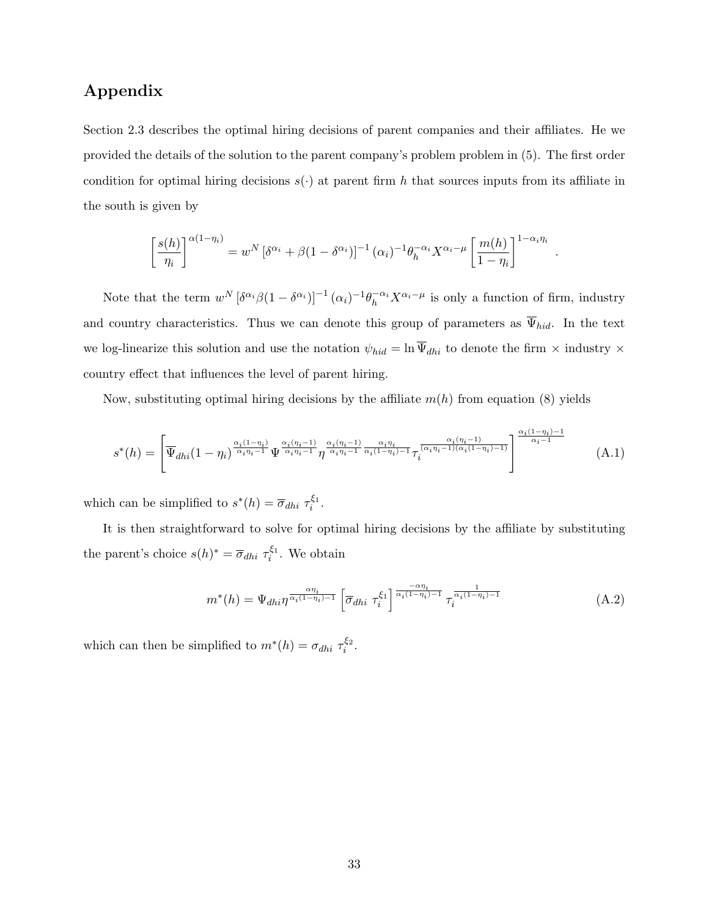# Appendix

Section 2.3 describes the optimal hiring decisions of parent companies and their affiliates. He we provided the details of the solution to the parent company's problem problem in (5). The first order condition for optimal hiring decisions $s(\cdot)$ at parent firm $h$ that sources inputs from its affiliate in the south is given by

$$\left[\frac{s(h)}{\eta_i}\right]^{\alpha(1-\eta_i)} = w^N \left[\delta^{\alpha_i} + \beta(1-\delta^{\alpha_i})\right]^{-1} (\alpha_i)^{-1} \theta_h^{-\alpha_i} X^{\alpha_i-\mu} \left[\frac{m(h)}{1-\eta_i}\right]^{1-\alpha_i\eta_i} .$$

Note that the term $w^N \left[\delta^{\alpha_i}\beta(1-\delta^{\alpha_i})\right]^{-1} (\alpha_i)^{-1} \theta_h^{-\alpha_i} X^{\alpha_i-\mu}$ is only a function of firm, industry and country characteristics. Thus we can denote this group of parameters as $\overline{\Psi}_{hid}$. In the text we log-linearize this solution and use the notation $\psi_{hid} = \ln \overline{\Psi}_{dhi}$ to denote the firm × industry × country effect that influences the level of parent hiring.

Now, substituting optimal hiring decisions by the affiliate $m(h)$ from equation (8) yields

$$s^*(h) = \left[\overline{\Psi}_{dhi}(1-\eta_i)^{\frac{\alpha_i(1-\eta_i)}{\alpha_i\eta_i-1}} \Psi^{\frac{\alpha_i(\eta_i-1)}{\alpha_i\eta_i-1}} \eta^{\frac{\alpha_i(\eta_i-1)}{\alpha_i\eta_i-1}\frac{\alpha_i\eta_i}{\alpha_i(1-\eta_i)-1}} \tau_i^{\frac{\alpha_i(\eta_i-1)}{(\alpha_i\eta_i-1)(\alpha_i(1-\eta_i)-1)}}\right]^{\frac{\alpha_i(1-\eta_i)-1}{\alpha_i-1}} \tag{A.1}$$

which can be simplified to $s^*(h) = \overline{\sigma}_{dhi}\ \tau_i^{\xi_1}$.

It is then straightforward to solve for optimal hiring decisions by the affiliate by substituting the parent's choice $s(h)^* = \overline{\sigma}_{dhi}\ \tau_i^{\xi_1}$. We obtain

$$m^*(h) = \Psi_{dhi}\eta^{\frac{\alpha\eta_i}{\alpha_i(1-\eta_i)-1}} \left[\overline{\sigma}_{dhi}\ \tau_i^{\xi_1}\right]^{\frac{-\alpha\eta_i}{\alpha_i(1-\eta_i)-1}} \tau_i^{\frac{1}{\alpha_i(1-\eta_i)-1}} \tag{A.2}$$

which can then be simplified to $m^*(h) = \sigma_{dhi}\ \tau_i^{\xi_2}$.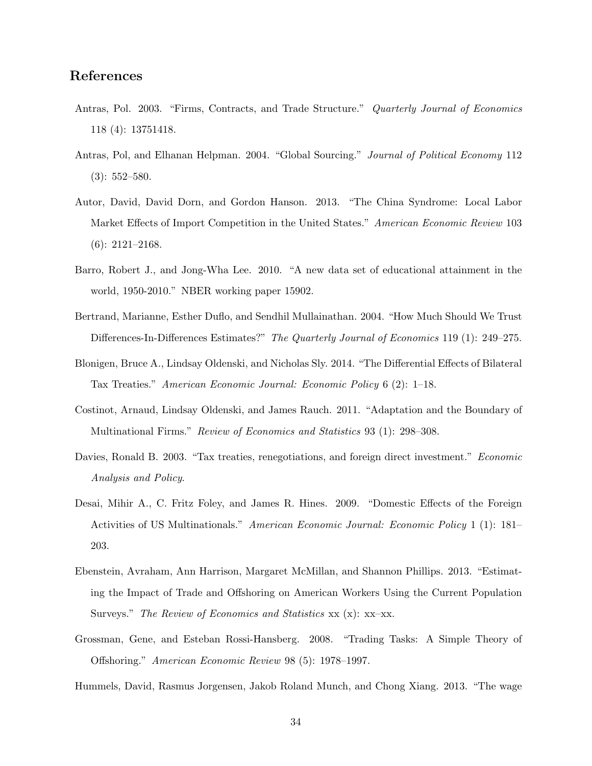## References

Antras, Pol. 2003. "Firms, Contracts, and Trade Structure." *Quarterly Journal of Economics* 118 (4): 13751418.

Antras, Pol, and Elhanan Helpman. 2004. "Global Sourcing." *Journal of Political Economy* 112 (3): 552–580.

Autor, David, David Dorn, and Gordon Hanson. 2013. "The China Syndrome: Local Labor Market Effects of Import Competition in the United States." *American Economic Review* 103 (6): 2121–2168.

Barro, Robert J., and Jong-Wha Lee. 2010. "A new data set of educational attainment in the world, 1950-2010." NBER working paper 15902.

Bertrand, Marianne, Esther Duflo, and Sendhil Mullainathan. 2004. "How Much Should We Trust Differences-In-Differences Estimates?" *The Quarterly Journal of Economics* 119 (1): 249–275.

Blonigen, Bruce A., Lindsay Oldenski, and Nicholas Sly. 2014. "The Differential Effects of Bilateral Tax Treaties." *American Economic Journal: Economic Policy* 6 (2): 1–18.

Costinot, Arnaud, Lindsay Oldenski, and James Rauch. 2011. "Adaptation and the Boundary of Multinational Firms." *Review of Economics and Statistics* 93 (1): 298–308.

Davies, Ronald B. 2003. "Tax treaties, renegotiations, and foreign direct investment." *Economic Analysis and Policy*.

Desai, Mihir A., C. Fritz Foley, and James R. Hines. 2009. "Domestic Effects of the Foreign Activities of US Multinationals." *American Economic Journal: Economic Policy* 1 (1): 181–203.

Ebenstein, Avraham, Ann Harrison, Margaret McMillan, and Shannon Phillips. 2013. "Estimating the Impact of Trade and Offshoring on American Workers Using the Current Population Surveys." *The Review of Economics and Statistics* xx (x): xx–xx.

Grossman, Gene, and Esteban Rossi-Hansberg. 2008. "Trading Tasks: A Simple Theory of Offshoring." *American Economic Review* 98 (5): 1978–1997.

Hummels, David, Rasmus Jorgensen, Jakob Roland Munch, and Chong Xiang. 2013. "The wage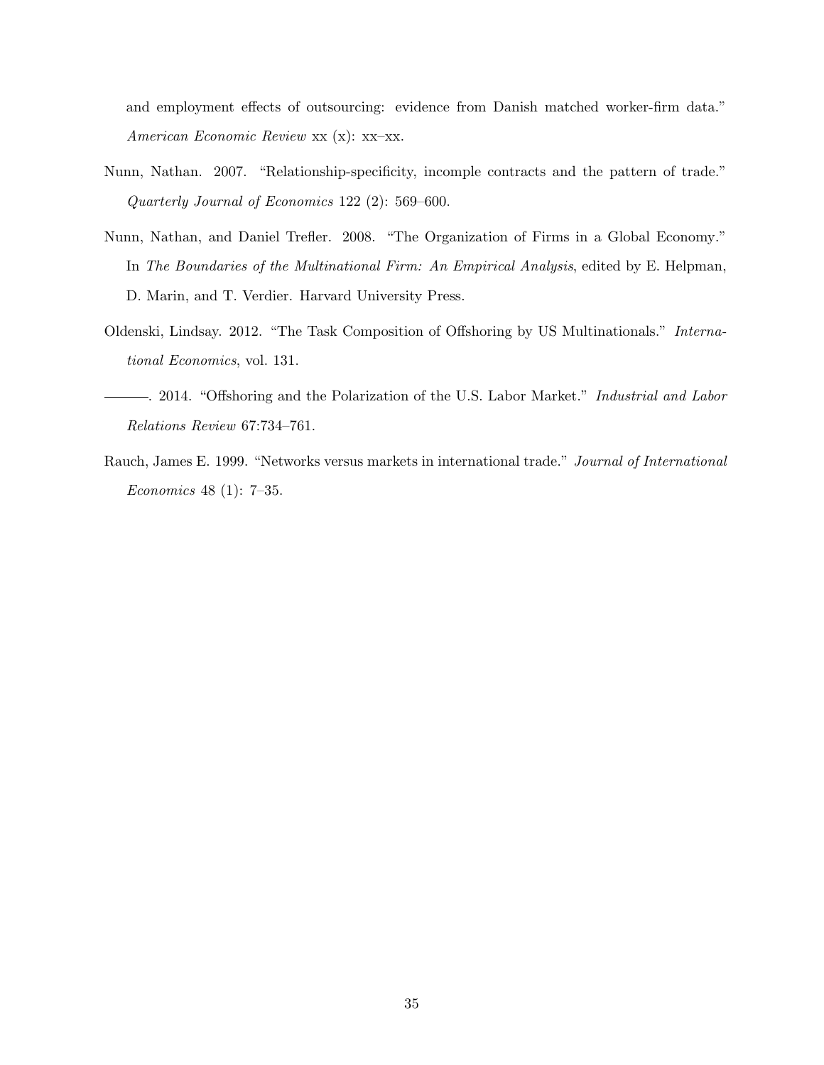and employment effects of outsourcing: evidence from Danish matched worker-firm data." *American Economic Review* xx (x): xx–xx.

Nunn, Nathan. 2007. "Relationship-specificity, incomple contracts and the pattern of trade." *Quarterly Journal of Economics* 122 (2): 569–600.

Nunn, Nathan, and Daniel Trefler. 2008. "The Organization of Firms in a Global Economy." In *The Boundaries of the Multinational Firm: An Empirical Analysis*, edited by E. Helpman, D. Marin, and T. Verdier. Harvard University Press.

Oldenski, Lindsay. 2012. "The Task Composition of Offshoring by US Multinationals." *International Economics*, vol. 131.

———. 2014. "Offshoring and the Polarization of the U.S. Labor Market." *Industrial and Labor Relations Review* 67:734–761.

Rauch, James E. 1999. "Networks versus markets in international trade." *Journal of International Economics* 48 (1): 7–35.